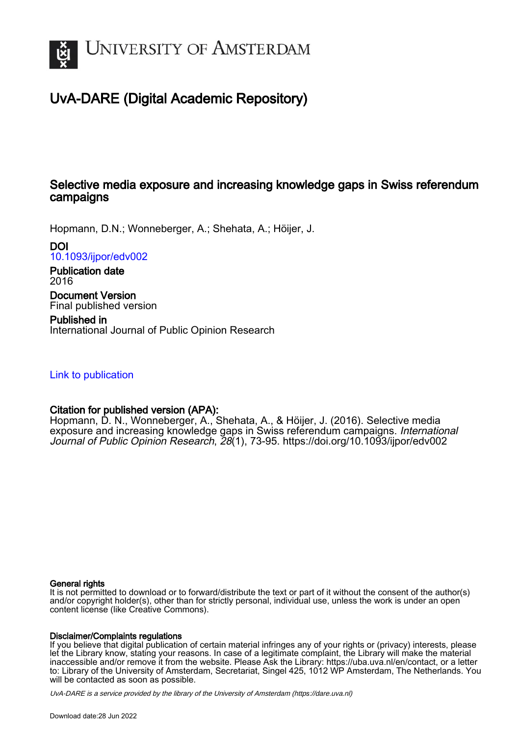# UvA-DARE (Digital Academic Repository)

## Selective media exposure and increasing knowledge gaps in Swiss referendum campaigns

Hopmann, D.N.; Wonneberger, A.; Shehata, A.; Höijer, J.

**DOI**
10.1093/ijpor/edv002

**Publication date**
2016

**Document Version**
Final published version

**Published in**
International Journal of Public Opinion Research

Link to publication

**Citation for published version (APA):**
Hopmann, D. N., Wonneberger, A., Shehata, A., & Höijer, J. (2016). Selective media exposure and increasing knowledge gaps in Swiss referendum campaigns. *International Journal of Public Opinion Research*, *28*(1), 73-95. https://doi.org/10.1093/ijpor/edv002

**General rights**
It is not permitted to download or to forward/distribute the text or part of it without the consent of the author(s) and/or copyright holder(s), other than for strictly personal, individual use, unless the work is under an open content license (like Creative Commons).

**Disclaimer/Complaints regulations**
If you believe that digital publication of certain material infringes any of your rights or (privacy) interests, please let the Library know, stating your reasons. In case of a legitimate complaint, the Library will make the material inaccessible and/or remove it from the website. Please Ask the Library: https://uba.uva.nl/en/contact, or a letter to: Library of the University of Amsterdam, Secretariat, Singel 425, 1012 WP Amsterdam, The Netherlands. You will be contacted as soon as possible.

UvA-DARE is a service provided by the library of the University of Amsterdam (https://dare.uva.nl)

Download date:28 Jun 2022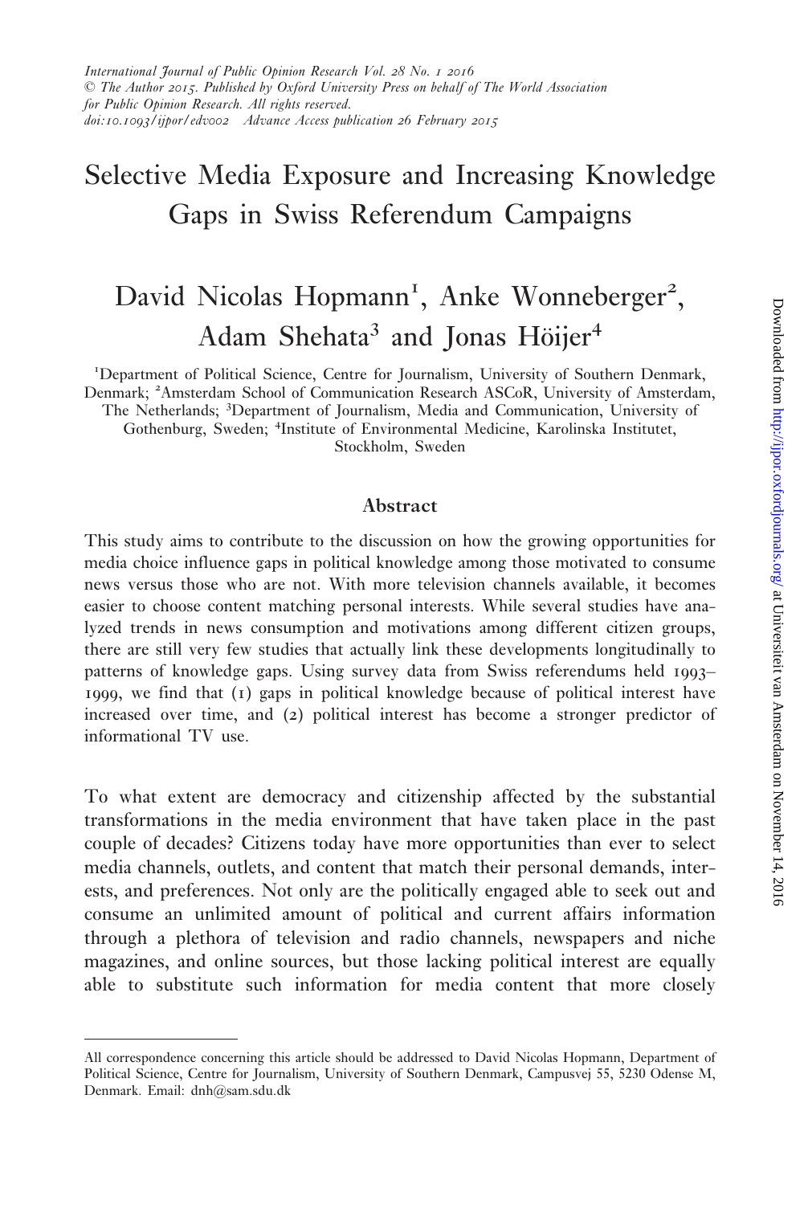# Selective Media Exposure and Increasing Knowledge Gaps in Swiss Referendum Campaigns

David Nicolas Hopmann[1], Anke Wonneberger[2], Adam Shehata[3] and Jonas Höijer[4]

[1]Department of Political Science, Centre for Journalism, University of Southern Denmark, Denmark; [2]Amsterdam School of Communication Research ASCoR, University of Amsterdam, The Netherlands; [3]Department of Journalism, Media and Communication, University of Gothenburg, Sweden; [4]Institute of Environmental Medicine, Karolinska Institutet, Stockholm, Sweden

## Abstract

This study aims to contribute to the discussion on how the growing opportunities for media choice influence gaps in political knowledge among those motivated to consume news versus those who are not. With more television channels available, it becomes easier to choose content matching personal interests. While several studies have analyzed trends in news consumption and motivations among different citizen groups, there are still very few studies that actually link these developments longitudinally to patterns of knowledge gaps. Using survey data from Swiss referendums held 1993–1999, we find that (1) gaps in political knowledge because of political interest have increased over time, and (2) political interest has become a stronger predictor of informational TV use.

To what extent are democracy and citizenship affected by the substantial transformations in the media environment that have taken place in the past couple of decades? Citizens today have more opportunities than ever to select media channels, outlets, and content that match their personal demands, interests, and preferences. Not only are the politically engaged able to seek out and consume an unlimited amount of political and current affairs information through a plethora of television and radio channels, newspapers and niche magazines, and online sources, but those lacking political interest are equally able to substitute such information for media content that more closely

All correspondence concerning this article should be addressed to David Nicolas Hopmann, Department of Political Science, Centre for Journalism, University of Southern Denmark, Campusvej 55, 5230 Odense M, Denmark. Email: dnh@sam.sdu.dk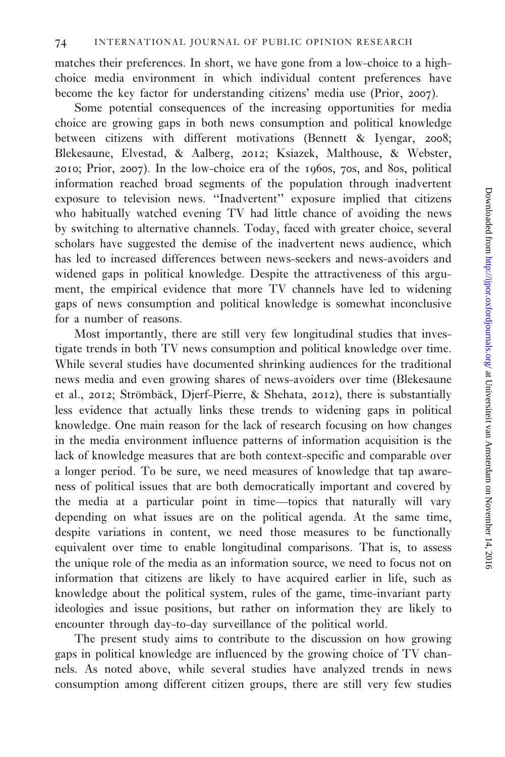matches their preferences. In short, we have gone from a low-choice to a high-choice media environment in which individual content preferences have become the key factor for understanding citizens' media use (Prior, 2007).

Some potential consequences of the increasing opportunities for media choice are growing gaps in both news consumption and political knowledge between citizens with different motivations (Bennett & Iyengar, 2008; Blekesaune, Elvestad, & Aalberg, 2012; Ksiazek, Malthouse, & Webster, 2010; Prior, 2007). In the low-choice era of the 1960s, 70s, and 80s, political information reached broad segments of the population through inadvertent exposure to television news. "Inadvertent" exposure implied that citizens who habitually watched evening TV had little chance of avoiding the news by switching to alternative channels. Today, faced with greater choice, several scholars have suggested the demise of the inadvertent news audience, which has led to increased differences between news-seekers and news-avoiders and widened gaps in political knowledge. Despite the attractiveness of this argument, the empirical evidence that more TV channels have led to widening gaps of news consumption and political knowledge is somewhat inconclusive for a number of reasons.

Most importantly, there are still very few longitudinal studies that investigate trends in both TV news consumption and political knowledge over time. While several studies have documented shrinking audiences for the traditional news media and even growing shares of news-avoiders over time (Blekesaune et al., 2012; Strömbäck, Djerf-Pierre, & Shehata, 2012), there is substantially less evidence that actually links these trends to widening gaps in political knowledge. One main reason for the lack of research focusing on how changes in the media environment influence patterns of information acquisition is the lack of knowledge measures that are both context-specific and comparable over a longer period. To be sure, we need measures of knowledge that tap awareness of political issues that are both democratically important and covered by the media at a particular point in time—topics that naturally will vary depending on what issues are on the political agenda. At the same time, despite variations in content, we need those measures to be functionally equivalent over time to enable longitudinal comparisons. That is, to assess the unique role of the media as an information source, we need to focus not on information that citizens are likely to have acquired earlier in life, such as knowledge about the political system, rules of the game, time-invariant party ideologies and issue positions, but rather on information they are likely to encounter through day-to-day surveillance of the political world.

The present study aims to contribute to the discussion on how growing gaps in political knowledge are influenced by the growing choice of TV channels. As noted above, while several studies have analyzed trends in news consumption among different citizen groups, there are still very few studies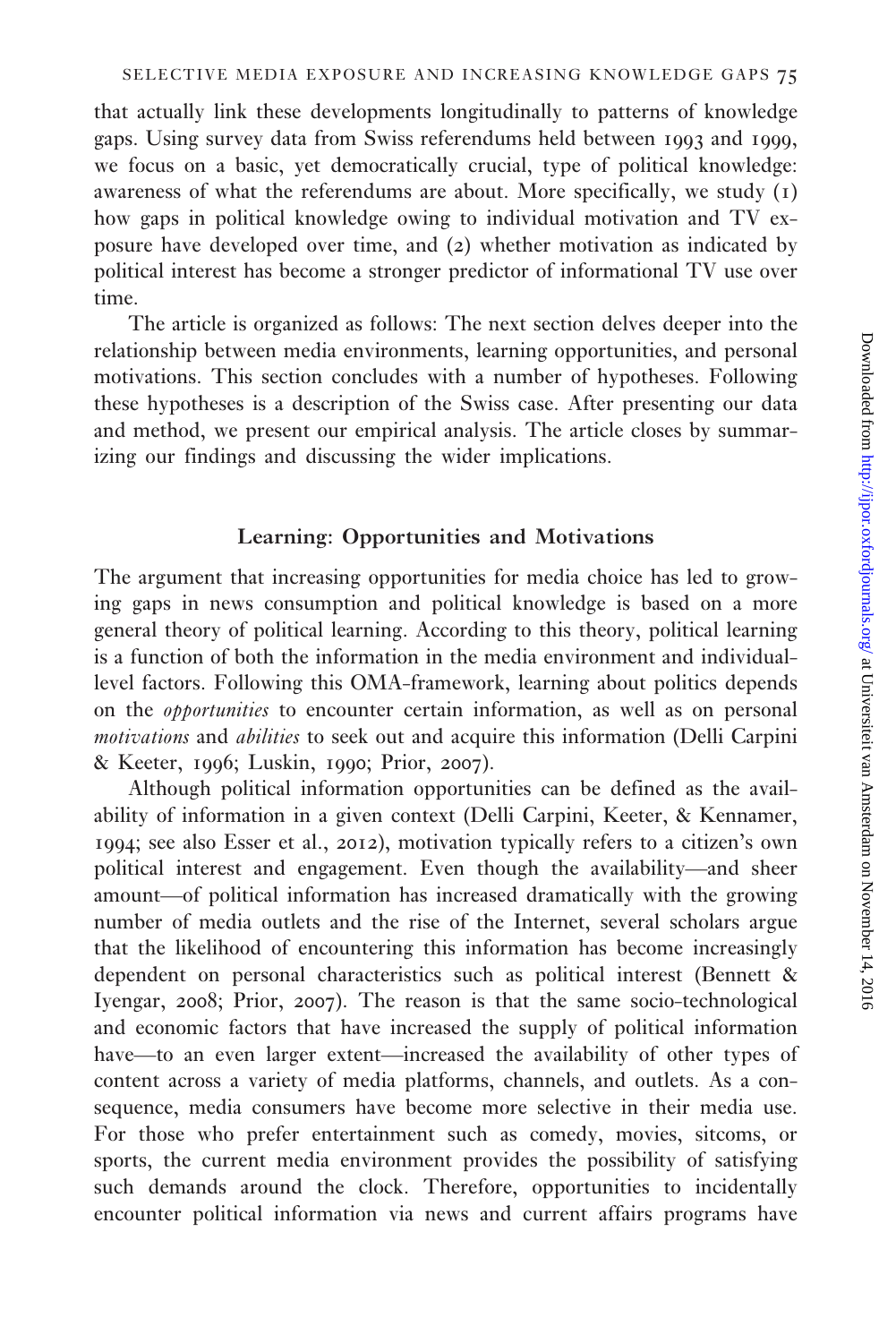that actually link these developments longitudinally to patterns of knowledge gaps. Using survey data from Swiss referendums held between 1993 and 1999, we focus on a basic, yet democratically crucial, type of political knowledge: awareness of what the referendums are about. More specifically, we study (1) how gaps in political knowledge owing to individual motivation and TV exposure have developed over time, and (2) whether motivation as indicated by political interest has become a stronger predictor of informational TV use over time.

The article is organized as follows: The next section delves deeper into the relationship between media environments, learning opportunities, and personal motivations. This section concludes with a number of hypotheses. Following these hypotheses is a description of the Swiss case. After presenting our data and method, we present our empirical analysis. The article closes by summarizing our findings and discussing the wider implications.

## Learning: Opportunities and Motivations

The argument that increasing opportunities for media choice has led to growing gaps in news consumption and political knowledge is based on a more general theory of political learning. According to this theory, political learning is a function of both the information in the media environment and individual-level factors. Following this OMA-framework, learning about politics depends on the *opportunities* to encounter certain information, as well as on personal *motivations* and *abilities* to seek out and acquire this information (Delli Carpini & Keeter, 1996; Luskin, 1990; Prior, 2007).

Although political information opportunities can be defined as the availability of information in a given context (Delli Carpini, Keeter, & Kennamer, 1994; see also Esser et al., 2012), motivation typically refers to a citizen's own political interest and engagement. Even though the availability—and sheer amount—of political information has increased dramatically with the growing number of media outlets and the rise of the Internet, several scholars argue that the likelihood of encountering this information has become increasingly dependent on personal characteristics such as political interest (Bennett & Iyengar, 2008; Prior, 2007). The reason is that the same socio-technological and economic factors that have increased the supply of political information have—to an even larger extent—increased the availability of other types of content across a variety of media platforms, channels, and outlets. As a consequence, media consumers have become more selective in their media use. For those who prefer entertainment such as comedy, movies, sitcoms, or sports, the current media environment provides the possibility of satisfying such demands around the clock. Therefore, opportunities to incidentally encounter political information via news and current affairs programs have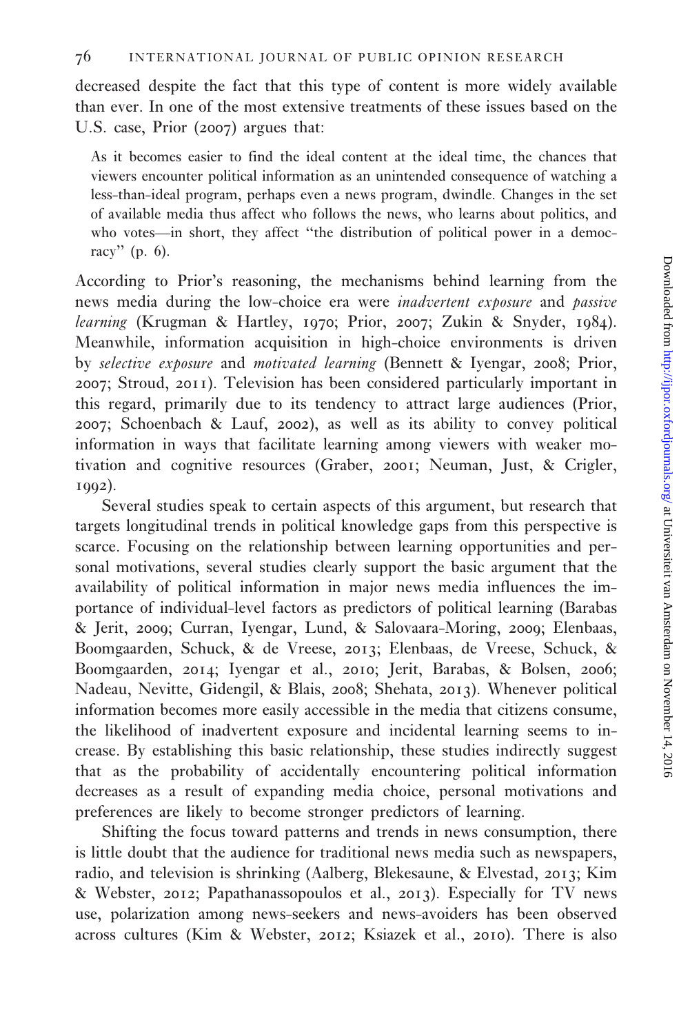decreased despite the fact that this type of content is more widely available than ever. In one of the most extensive treatments of these issues based on the U.S. case, Prior (2007) argues that:

> As it becomes easier to find the ideal content at the ideal time, the chances that viewers encounter political information as an unintended consequence of watching a less-than-ideal program, perhaps even a news program, dwindle. Changes in the set of available media thus affect who follows the news, who learns about politics, and who votes—in short, they affect "the distribution of political power in a democracy" (p. 6).

According to Prior's reasoning, the mechanisms behind learning from the news media during the low-choice era were *inadvertent exposure* and *passive learning* (Krugman & Hartley, 1970; Prior, 2007; Zukin & Snyder, 1984). Meanwhile, information acquisition in high-choice environments is driven by *selective exposure* and *motivated learning* (Bennett & Iyengar, 2008; Prior, 2007; Stroud, 2011). Television has been considered particularly important in this regard, primarily due to its tendency to attract large audiences (Prior, 2007; Schoenbach & Lauf, 2002), as well as its ability to convey political information in ways that facilitate learning among viewers with weaker motivation and cognitive resources (Graber, 2001; Neuman, Just, & Crigler, 1992).

Several studies speak to certain aspects of this argument, but research that targets longitudinal trends in political knowledge gaps from this perspective is scarce. Focusing on the relationship between learning opportunities and personal motivations, several studies clearly support the basic argument that the availability of political information in major news media influences the importance of individual-level factors as predictors of political learning (Barabas & Jerit, 2009; Curran, Iyengar, Lund, & Salovaara-Moring, 2009; Elenbaas, Boomgaarden, Schuck, & de Vreese, 2013; Elenbaas, de Vreese, Schuck, & Boomgaarden, 2014; Iyengar et al., 2010; Jerit, Barabas, & Bolsen, 2006; Nadeau, Nevitte, Gidengil, & Blais, 2008; Shehata, 2013). Whenever political information becomes more easily accessible in the media that citizens consume, the likelihood of inadvertent exposure and incidental learning seems to increase. By establishing this basic relationship, these studies indirectly suggest that as the probability of accidentally encountering political information decreases as a result of expanding media choice, personal motivations and preferences are likely to become stronger predictors of learning.

Shifting the focus toward patterns and trends in news consumption, there is little doubt that the audience for traditional news media such as newspapers, radio, and television is shrinking (Aalberg, Blekesaune, & Elvestad, 2013; Kim & Webster, 2012; Papathanassopoulos et al., 2013). Especially for TV news use, polarization among news-seekers and news-avoiders has been observed across cultures (Kim & Webster, 2012; Ksiazek et al., 2010). There is also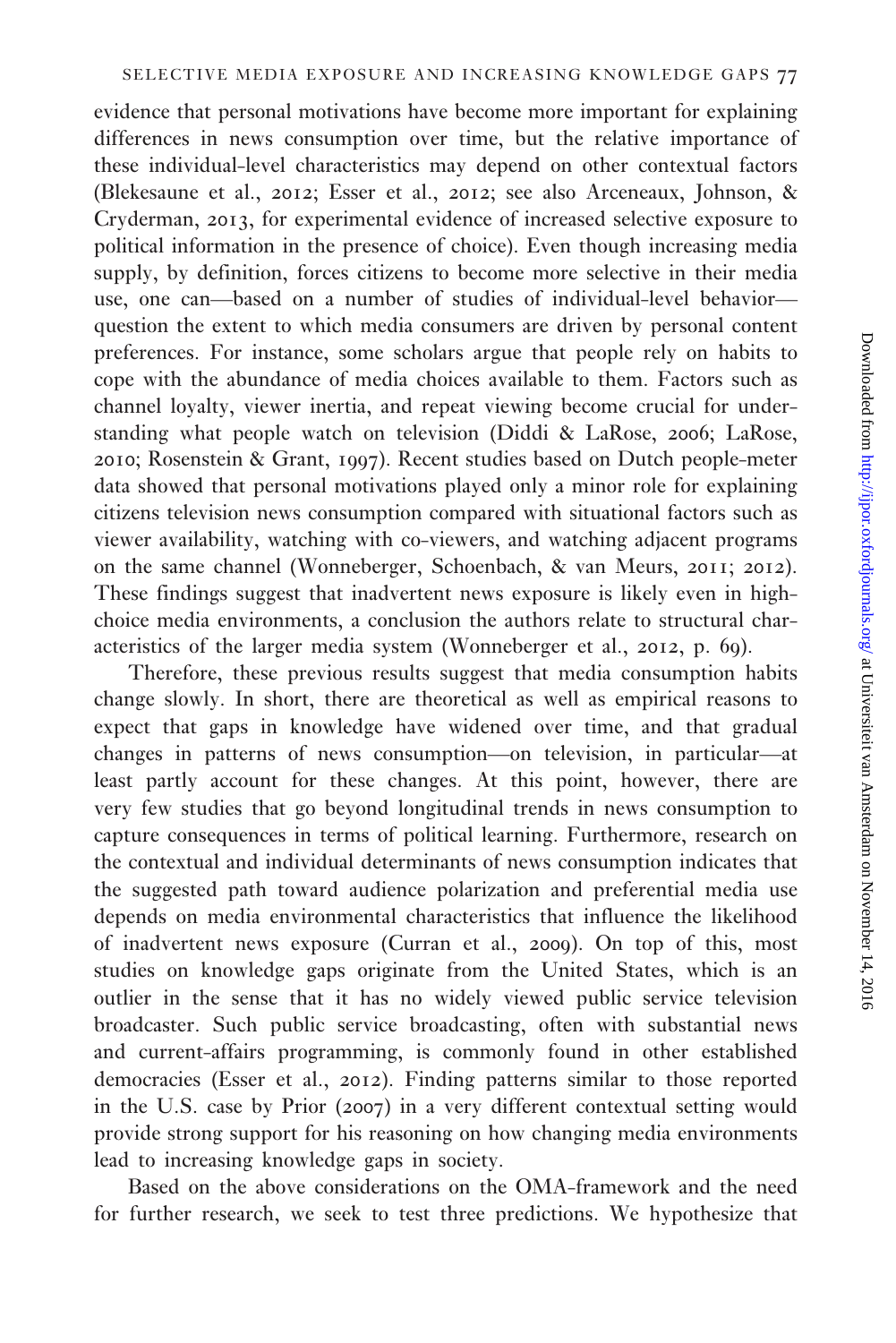evidence that personal motivations have become more important for explaining differences in news consumption over time, but the relative importance of these individual-level characteristics may depend on other contextual factors (Blekesaune et al., 2012; Esser et al., 2012; see also Arceneaux, Johnson, & Cryderman, 2013, for experimental evidence of increased selective exposure to political information in the presence of choice). Even though increasing media supply, by definition, forces citizens to become more selective in their media use, one can—based on a number of studies of individual-level behavior—question the extent to which media consumers are driven by personal content preferences. For instance, some scholars argue that people rely on habits to cope with the abundance of media choices available to them. Factors such as channel loyalty, viewer inertia, and repeat viewing become crucial for understanding what people watch on television (Diddi & LaRose, 2006; LaRose, 2010; Rosenstein & Grant, 1997). Recent studies based on Dutch people-meter data showed that personal motivations played only a minor role for explaining citizens television news consumption compared with situational factors such as viewer availability, watching with co-viewers, and watching adjacent programs on the same channel (Wonneberger, Schoenbach, & van Meurs, 2011; 2012). These findings suggest that inadvertent news exposure is likely even in high-choice media environments, a conclusion the authors relate to structural characteristics of the larger media system (Wonneberger et al., 2012, p. 69).

Therefore, these previous results suggest that media consumption habits change slowly. In short, there are theoretical as well as empirical reasons to expect that gaps in knowledge have widened over time, and that gradual changes in patterns of news consumption—on television, in particular—at least partly account for these changes. At this point, however, there are very few studies that go beyond longitudinal trends in news consumption to capture consequences in terms of political learning. Furthermore, research on the contextual and individual determinants of news consumption indicates that the suggested path toward audience polarization and preferential media use depends on media environmental characteristics that influence the likelihood of inadvertent news exposure (Curran et al., 2009). On top of this, most studies on knowledge gaps originate from the United States, which is an outlier in the sense that it has no widely viewed public service television broadcaster. Such public service broadcasting, often with substantial news and current-affairs programming, is commonly found in other established democracies (Esser et al., 2012). Finding patterns similar to those reported in the U.S. case by Prior (2007) in a very different contextual setting would provide strong support for his reasoning on how changing media environments lead to increasing knowledge gaps in society.

Based on the above considerations on the OMA-framework and the need for further research, we seek to test three predictions. We hypothesize that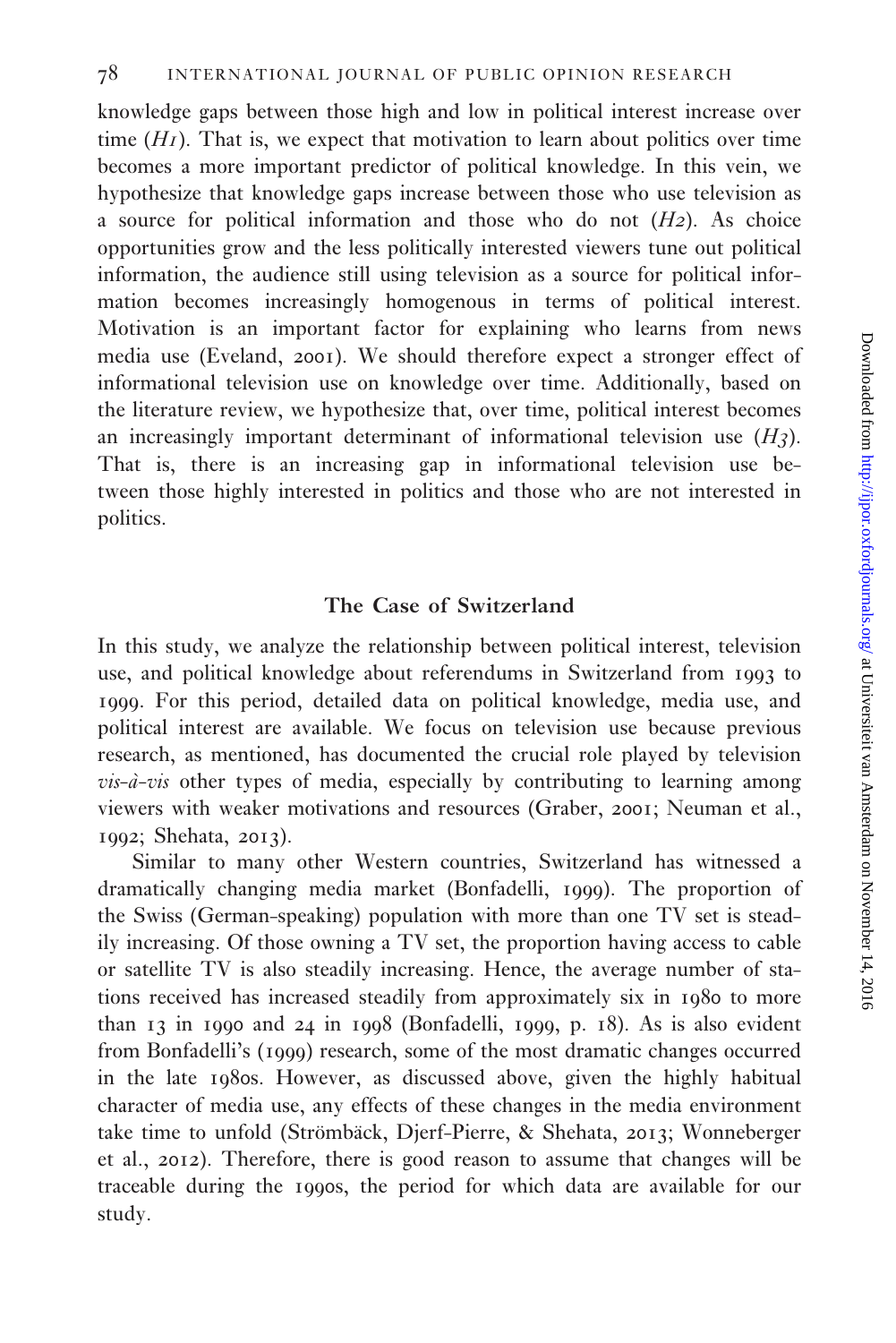knowledge gaps between those high and low in political interest increase over time (*H1*). That is, we expect that motivation to learn about politics over time becomes a more important predictor of political knowledge. In this vein, we hypothesize that knowledge gaps increase between those who use television as a source for political information and those who do not (*H2*). As choice opportunities grow and the less politically interested viewers tune out political information, the audience still using television as a source for political information becomes increasingly homogenous in terms of political interest. Motivation is an important factor for explaining who learns from news media use (Eveland, 2001). We should therefore expect a stronger effect of informational television use on knowledge over time. Additionally, based on the literature review, we hypothesize that, over time, political interest becomes an increasingly important determinant of informational television use (*H3*). That is, there is an increasing gap in informational television use between those highly interested in politics and those who are not interested in politics.

## The Case of Switzerland

In this study, we analyze the relationship between political interest, television use, and political knowledge about referendums in Switzerland from 1993 to 1999. For this period, detailed data on political knowledge, media use, and political interest are available. We focus on television use because previous research, as mentioned, has documented the crucial role played by television *vis-à-vis* other types of media, especially by contributing to learning among viewers with weaker motivations and resources (Graber, 2001; Neuman et al., 1992; Shehata, 2013).

Similar to many other Western countries, Switzerland has witnessed a dramatically changing media market (Bonfadelli, 1999). The proportion of the Swiss (German-speaking) population with more than one TV set is steadily increasing. Of those owning a TV set, the proportion having access to cable or satellite TV is also steadily increasing. Hence, the average number of stations received has increased steadily from approximately six in 1980 to more than 13 in 1990 and 24 in 1998 (Bonfadelli, 1999, p. 18). As is also evident from Bonfadelli's (1999) research, some of the most dramatic changes occurred in the late 1980s. However, as discussed above, given the highly habitual character of media use, any effects of these changes in the media environment take time to unfold (Strömbäck, Djerf-Pierre, & Shehata, 2013; Wonneberger et al., 2012). Therefore, there is good reason to assume that changes will be traceable during the 1990s, the period for which data are available for our study.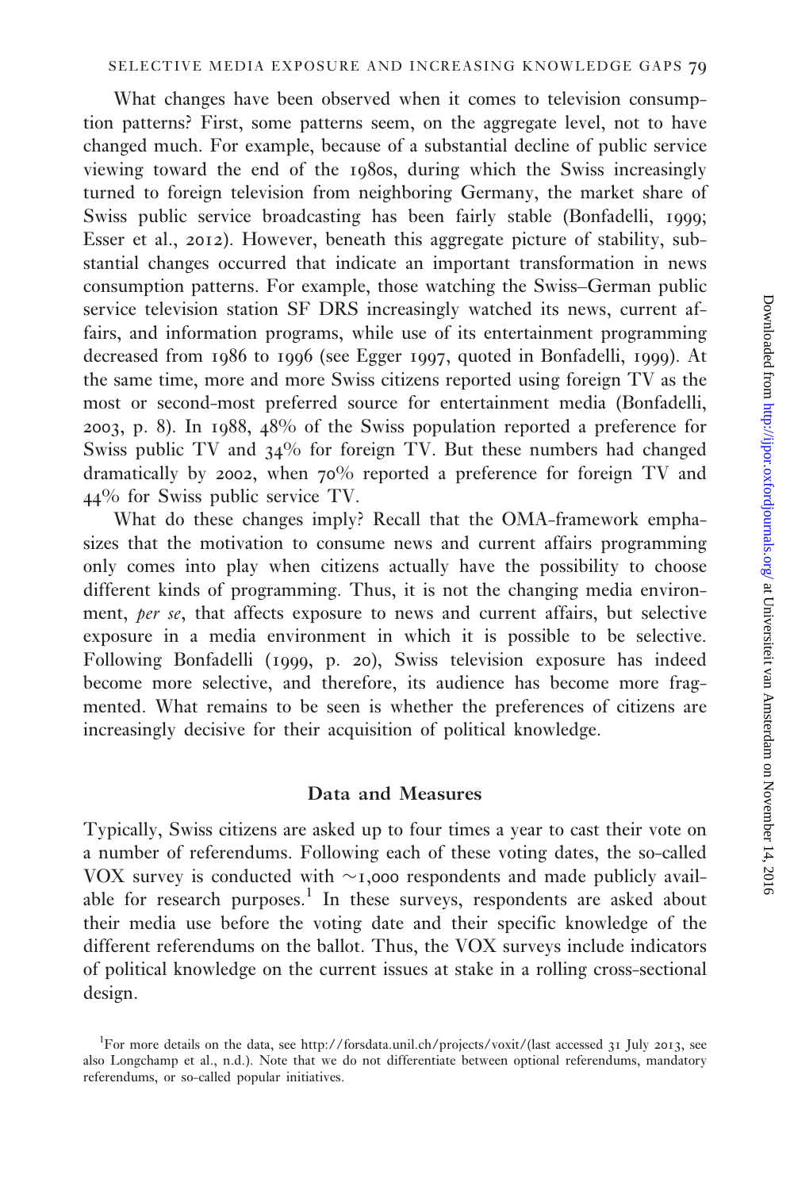What changes have been observed when it comes to television consumption patterns? First, some patterns seem, on the aggregate level, not to have changed much. For example, because of a substantial decline of public service viewing toward the end of the 1980s, during which the Swiss increasingly turned to foreign television from neighboring Germany, the market share of Swiss public service broadcasting has been fairly stable (Bonfadelli, 1999; Esser et al., 2012). However, beneath this aggregate picture of stability, substantial changes occurred that indicate an important transformation in news consumption patterns. For example, those watching the Swiss–German public service television station SF DRS increasingly watched its news, current affairs, and information programs, while use of its entertainment programming decreased from 1986 to 1996 (see Egger 1997, quoted in Bonfadelli, 1999). At the same time, more and more Swiss citizens reported using foreign TV as the most or second-most preferred source for entertainment media (Bonfadelli, 2003, p. 8). In 1988, 48% of the Swiss population reported a preference for Swiss public TV and 34% for foreign TV. But these numbers had changed dramatically by 2002, when 70% reported a preference for foreign TV and 44% for Swiss public service TV.

What do these changes imply? Recall that the OMA-framework emphasizes that the motivation to consume news and current affairs programming only comes into play when citizens actually have the possibility to choose different kinds of programming. Thus, it is not the changing media environment, *per se*, that affects exposure to news and current affairs, but selective exposure in a media environment in which it is possible to be selective. Following Bonfadelli (1999, p. 20), Swiss television exposure has indeed become more selective, and therefore, its audience has become more fragmented. What remains to be seen is whether the preferences of citizens are increasingly decisive for their acquisition of political knowledge.

## Data and Measures

Typically, Swiss citizens are asked up to four times a year to cast their vote on a number of referendums. Following each of these voting dates, the so-called VOX survey is conducted with ~1,000 respondents and made publicly available for research purposes.[1] In these surveys, respondents are asked about their media use before the voting date and their specific knowledge of the different referendums on the ballot. Thus, the VOX surveys include indicators of political knowledge on the current issues at stake in a rolling cross-sectional design.

[1]For more details on the data, see http://forsdata.unil.ch/projects/voxit/(last accessed 31 July 2013, see also Longchamp et al., n.d.). Note that we do not differentiate between optional referendums, mandatory referendums, or so-called popular initiatives.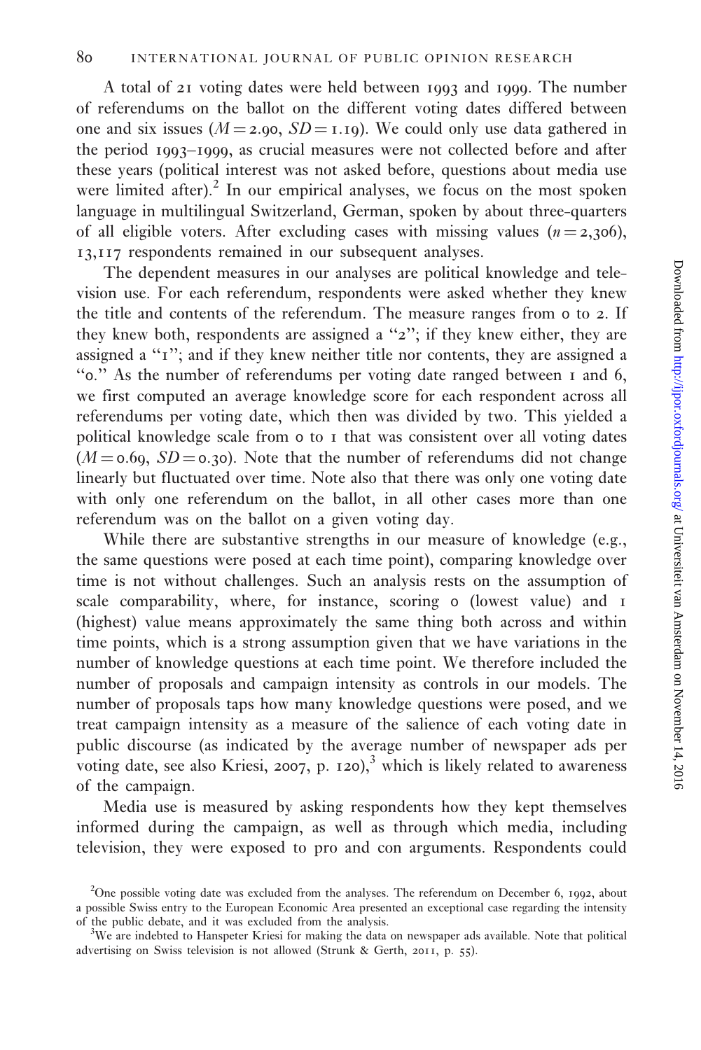A total of 21 voting dates were held between 1993 and 1999. The number of referendums on the ballot on the different voting dates differed between one and six issues ($M = 2.90$, $SD = 1.19$). We could only use data gathered in the period 1993–1999, as crucial measures were not collected before and after these years (political interest was not asked before, questions about media use were limited after).[2] In our empirical analyses, we focus on the most spoken language in multilingual Switzerland, German, spoken by about three-quarters of all eligible voters. After excluding cases with missing values ($n = 2{,}306$), 13,117 respondents remained in our subsequent analyses.

The dependent measures in our analyses are political knowledge and television use. For each referendum, respondents were asked whether they knew the title and contents of the referendum. The measure ranges from 0 to 2. If they knew both, respondents are assigned a "2"; if they knew either, they are assigned a "1"; and if they knew neither title nor contents, they are assigned a "0." As the number of referendums per voting date ranged between 1 and 6, we first computed an average knowledge score for each respondent across all referendums per voting date, which then was divided by two. This yielded a political knowledge scale from 0 to 1 that was consistent over all voting dates ($M = 0.69$, $SD = 0.30$). Note that the number of referendums did not change linearly but fluctuated over time. Note also that there was only one voting date with only one referendum on the ballot, in all other cases more than one referendum was on the ballot on a given voting day.

While there are substantive strengths in our measure of knowledge (e.g., the same questions were posed at each time point), comparing knowledge over time is not without challenges. Such an analysis rests on the assumption of scale comparability, where, for instance, scoring 0 (lowest value) and 1 (highest) value means approximately the same thing both across and within time points, which is a strong assumption given that we have variations in the number of knowledge questions at each time point. We therefore included the number of proposals and campaign intensity as controls in our models. The number of proposals taps how many knowledge questions were posed, and we treat campaign intensity as a measure of the salience of each voting date in public discourse (as indicated by the average number of newspaper ads per voting date, see also Kriesi, 2007, p. 120),[3] which is likely related to awareness of the campaign.

Media use is measured by asking respondents how they kept themselves informed during the campaign, as well as through which media, including television, they were exposed to pro and con arguments. Respondents could

[2] One possible voting date was excluded from the analyses. The referendum on December 6, 1992, about a possible Swiss entry to the European Economic Area presented an exceptional case regarding the intensity of the public debate, and it was excluded from the analysis.

[3] We are indebted to Hanspeter Kriesi for making the data on newspaper ads available. Note that political advertising on Swiss television is not allowed (Strunk & Gerth, 2011, p. 55).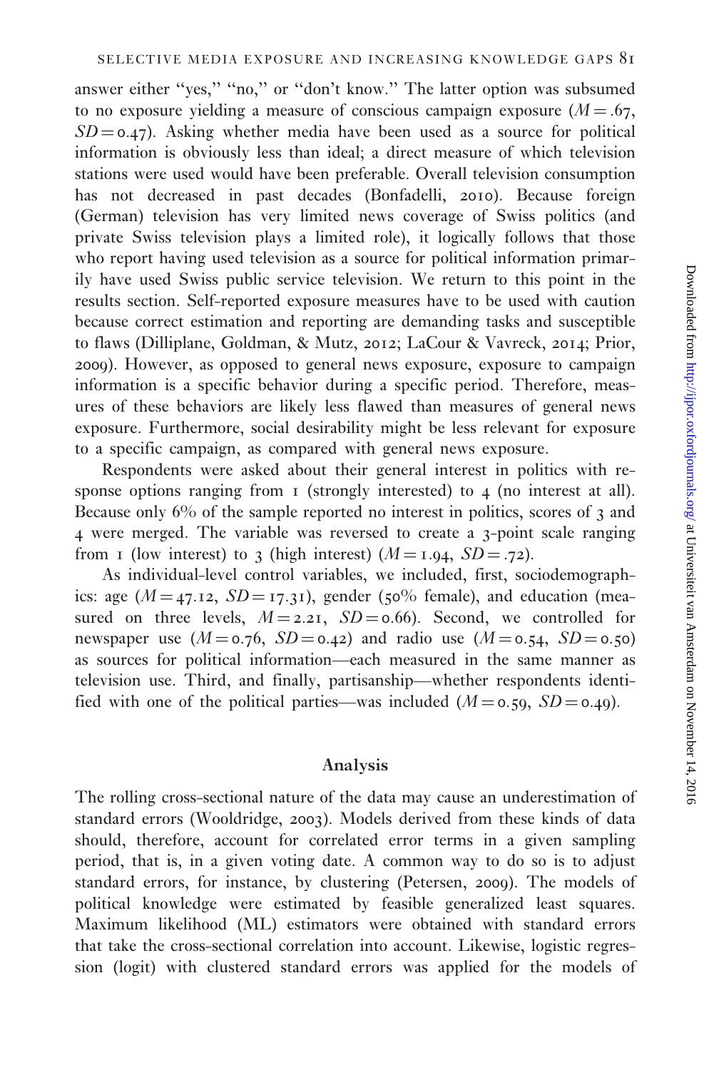answer either "yes," "no," or "don't know." The latter option was subsumed to no exposure yielding a measure of conscious campaign exposure ($M = .67$, $SD = 0.47$). Asking whether media have been used as a source for political information is obviously less than ideal; a direct measure of which television stations were used would have been preferable. Overall television consumption has not decreased in past decades (Bonfadelli, 2010). Because foreign (German) television has very limited news coverage of Swiss politics (and private Swiss television plays a limited role), it logically follows that those who report having used television as a source for political information primarily have used Swiss public service television. We return to this point in the results section. Self-reported exposure measures have to be used with caution because correct estimation and reporting are demanding tasks and susceptible to flaws (Dilliplane, Goldman, & Mutz, 2012; LaCour & Vavreck, 2014; Prior, 2009). However, as opposed to general news exposure, exposure to campaign information is a specific behavior during a specific period. Therefore, measures of these behaviors are likely less flawed than measures of general news exposure. Furthermore, social desirability might be less relevant for exposure to a specific campaign, as compared with general news exposure.

Respondents were asked about their general interest in politics with response options ranging from 1 (strongly interested) to 4 (no interest at all). Because only 6% of the sample reported no interest in politics, scores of 3 and 4 were merged. The variable was reversed to create a 3-point scale ranging from 1 (low interest) to 3 (high interest) ($M = 1.94$, $SD = .72$).

As individual-level control variables, we included, first, sociodemographics: age ($M = 47.12$, $SD = 17.31$), gender (50% female), and education (measured on three levels, $M = 2.21$, $SD = 0.66$). Second, we controlled for newspaper use ($M = 0.76$, $SD = 0.42$) and radio use ($M = 0.54$, $SD = 0.50$) as sources for political information—each measured in the same manner as television use. Third, and finally, partisanship—whether respondents identified with one of the political parties—was included ($M = 0.59$, $SD = 0.49$).

## Analysis

The rolling cross-sectional nature of the data may cause an underestimation of standard errors (Wooldridge, 2003). Models derived from these kinds of data should, therefore, account for correlated error terms in a given sampling period, that is, in a given voting date. A common way to do so is to adjust standard errors, for instance, by clustering (Petersen, 2009). The models of political knowledge were estimated by feasible generalized least squares. Maximum likelihood (ML) estimators were obtained with standard errors that take the cross-sectional correlation into account. Likewise, logistic regression (logit) with clustered standard errors was applied for the models of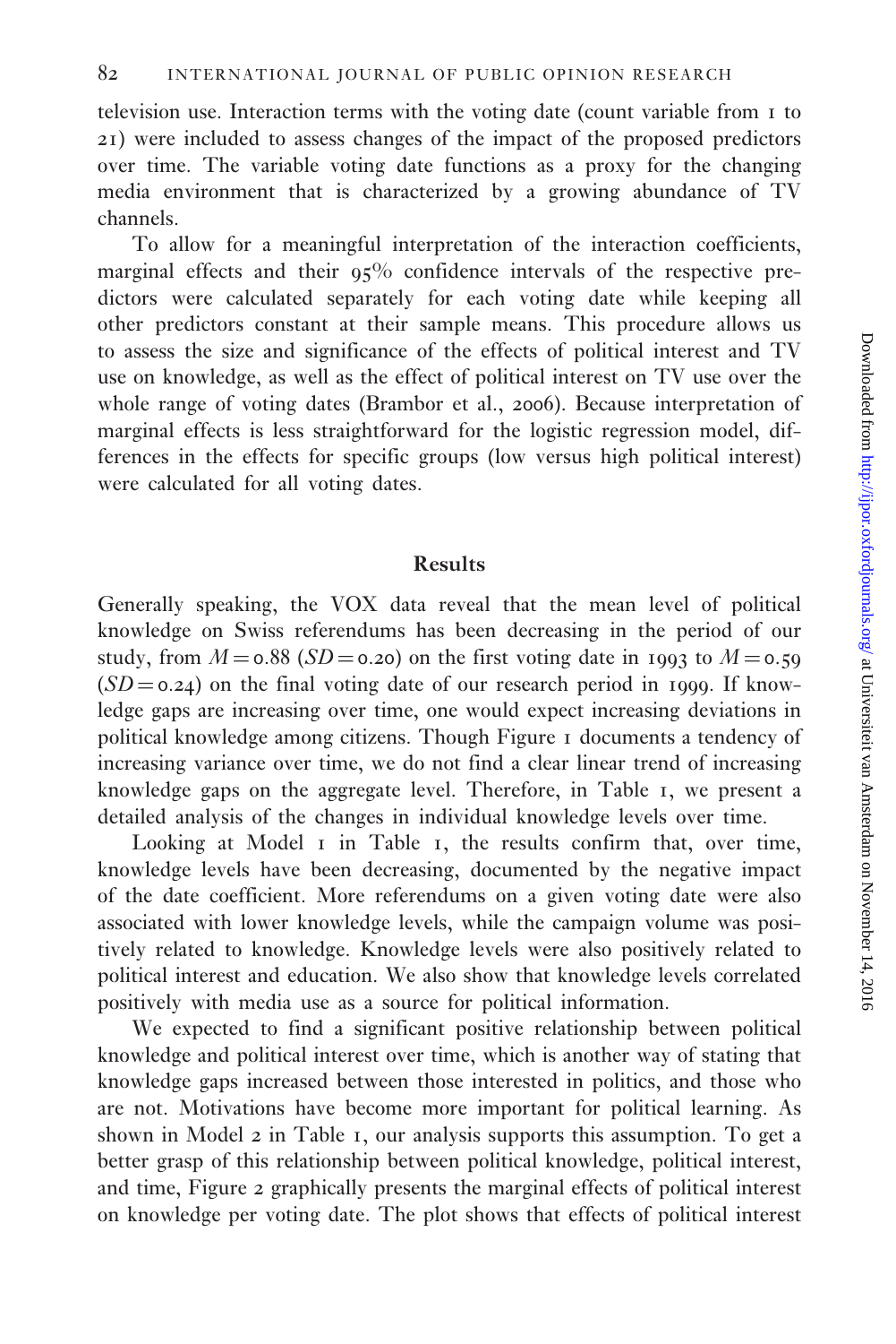television use. Interaction terms with the voting date (count variable from 1 to 21) were included to assess changes of the impact of the proposed predictors over time. The variable voting date functions as a proxy for the changing media environment that is characterized by a growing abundance of TV channels.

To allow for a meaningful interpretation of the interaction coefficients, marginal effects and their 95% confidence intervals of the respective predictors were calculated separately for each voting date while keeping all other predictors constant at their sample means. This procedure allows us to assess the size and significance of the effects of political interest and TV use on knowledge, as well as the effect of political interest on TV use over the whole range of voting dates (Brambor et al., 2006). Because interpretation of marginal effects is less straightforward for the logistic regression model, differences in the effects for specific groups (low versus high political interest) were calculated for all voting dates.

## Results

Generally speaking, the VOX data reveal that the mean level of political knowledge on Swiss referendums has been decreasing in the period of our study, from $M = 0.88$ ($SD = 0.20$) on the first voting date in 1993 to $M = 0.59$ ($SD = 0.24$) on the final voting date of our research period in 1999. If knowledge gaps are increasing over time, one would expect increasing deviations in political knowledge among citizens. Though Figure 1 documents a tendency of increasing variance over time, we do not find a clear linear trend of increasing knowledge gaps on the aggregate level. Therefore, in Table 1, we present a detailed analysis of the changes in individual knowledge levels over time.

Looking at Model 1 in Table 1, the results confirm that, over time, knowledge levels have been decreasing, documented by the negative impact of the date coefficient. More referendums on a given voting date were also associated with lower knowledge levels, while the campaign volume was positively related to knowledge. Knowledge levels were also positively related to political interest and education. We also show that knowledge levels correlated positively with media use as a source for political information.

We expected to find a significant positive relationship between political knowledge and political interest over time, which is another way of stating that knowledge gaps increased between those interested in politics, and those who are not. Motivations have become more important for political learning. As shown in Model 2 in Table 1, our analysis supports this assumption. To get a better grasp of this relationship between political knowledge, political interest, and time, Figure 2 graphically presents the marginal effects of political interest on knowledge per voting date. The plot shows that effects of political interest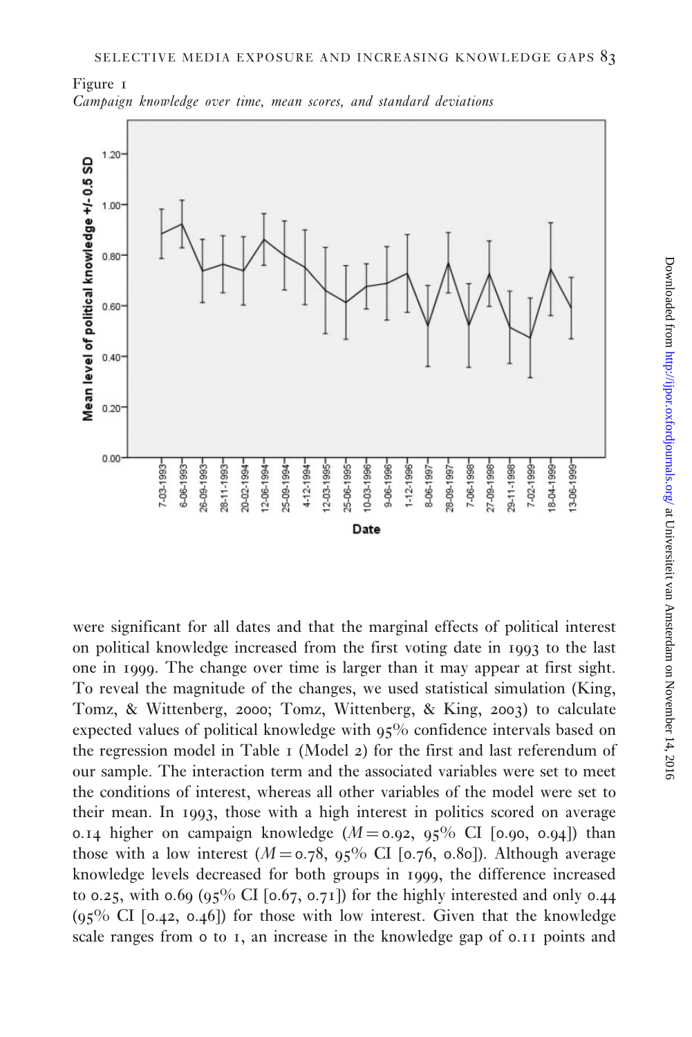Figure 1

*Campaign knowledge over time, mean scores, and standard deviations*

were significant for all dates and that the marginal effects of political interest on political knowledge increased from the first voting date in 1993 to the last one in 1999. The change over time is larger than it may appear at first sight. To reveal the magnitude of the changes, we used statistical simulation (King, Tomz, & Wittenberg, 2000; Tomz, Wittenberg, & King, 2003) to calculate expected values of political knowledge with 95% confidence intervals based on the regression model in Table 1 (Model 2) for the first and last referendum of our sample. The interaction term and the associated variables were set to meet the conditions of interest, whereas all other variables of the model were set to their mean. In 1993, those with a high interest in politics scored on average 0.14 higher on campaign knowledge ($M = 0.92$, 95% CI [0.90, 0.94]) than those with a low interest ($M = 0.78$, 95% CI [0.76, 0.80]). Although average knowledge levels decreased for both groups in 1999, the difference increased to 0.25, with 0.69 (95% CI [0.67, 0.71]) for the highly interested and only 0.44 (95% CI [0.42, 0.46]) for those with low interest. Given that the knowledge scale ranges from 0 to 1, an increase in the knowledge gap of 0.11 points and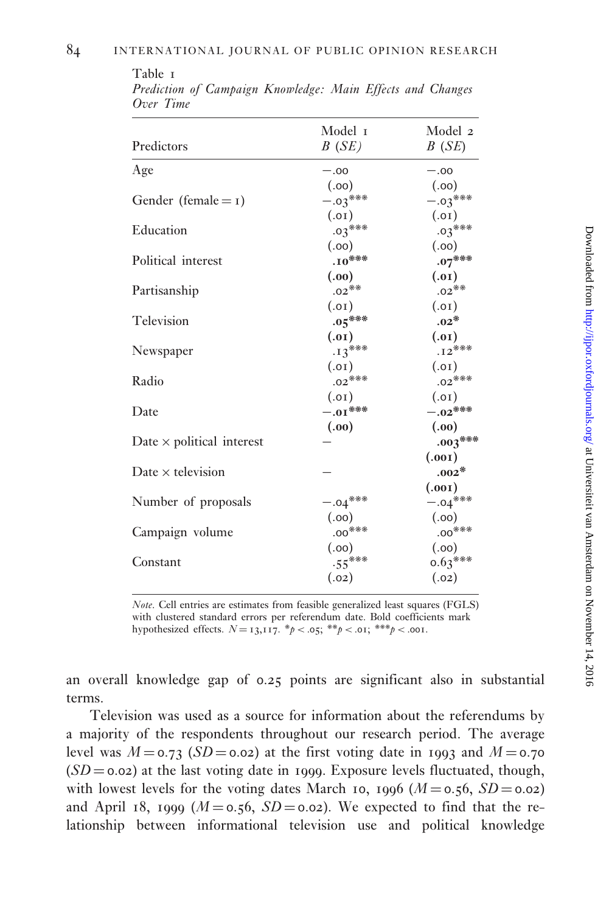Table 1

*Prediction of Campaign Knowledge: Main Effects and Changes Over Time*

| Predictors | Model 1 *B* (*SE*) | Model 2 *B* (*SE*) |
|---|---|---|
| Age | −.00 | −.00 |
| | (.00) | (.00) |
| Gender (female = 1) | −.03*** | −.03*** |
| | (.01) | (.01) |
| Education | .03*** | .03*** |
| | (.00) | (.00) |
| Political interest | **.10*** ** | **.07*** ** |
| | **(.00)** | **(.01)** |
| Partisanship | .02** | .02** |
| | (.01) | (.01) |
| Television | **.05*** ** | **.02*** |
| | **(.01)** | **(.01)** |
| Newspaper | .13*** | .12*** |
| | (.01) | (.01) |
| Radio | .02*** | .02*** |
| | (.01) | (.01) |
| Date | **−.01*** ** | **−.02*** ** |
| | **(.00)** | **(.00)** |
| Date × political interest | – | **.003*** ** |
| | | **(.001)** |
| Date × television | – | **.002*** |
| | | **(.001)** |
| Number of proposals | −.04*** | −.04*** |
| | (.00) | (.00) |
| Campaign volume | .00*** | .00*** |
| | (.00) | (.00) |
| Constant | .55*** | 0.63*** |
| | (.02) | (.02) |

*Note.* Cell entries are estimates from feasible generalized least squares (FGLS) with clustered standard errors per referendum date. Bold coefficients mark hypothesized effects. $N = 13{,}117$. $^{*}p < .05$; $^{**}p < .01$; $^{***}p < .001$.

an overall knowledge gap of 0.25 points are significant also in substantial terms.

Television was used as a source for information about the referendums by a majority of the respondents throughout our research period. The average level was $M = 0.73$ ($SD = 0.02$) at the first voting date in 1993 and $M = 0.70$ ($SD = 0.02$) at the last voting date in 1999. Exposure levels fluctuated, though, with lowest levels for the voting dates March 10, 1996 ($M = 0.56$, $SD = 0.02$) and April 18, 1999 ($M = 0.56$, $SD = 0.02$). We expected to find that the relationship between informational television use and political knowledge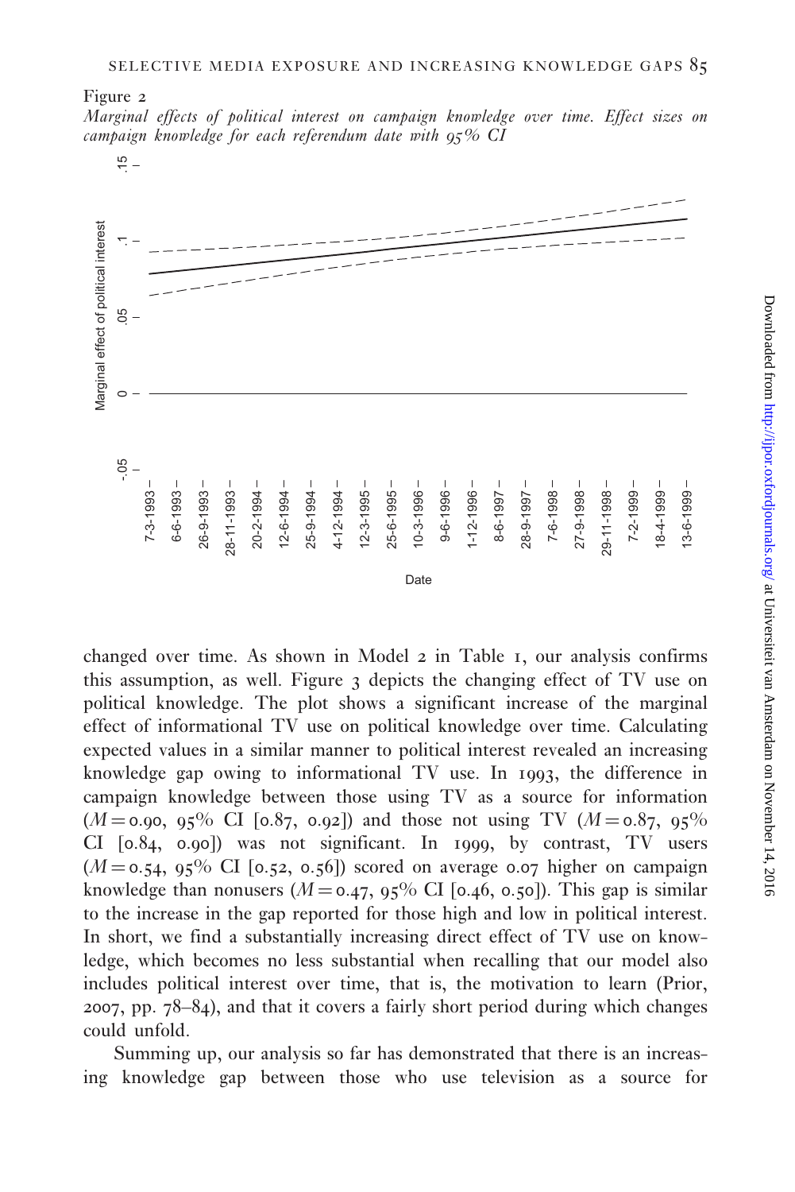Figure 2

*Marginal effects of political interest on campaign knowledge over time. Effect sizes on campaign knowledge for each referendum date with 95% CI*

changed over time. As shown in Model 2 in Table 1, our analysis confirms this assumption, as well. Figure 3 depicts the changing effect of TV use on political knowledge. The plot shows a significant increase of the marginal effect of informational TV use on political knowledge over time. Calculating expected values in a similar manner to political interest revealed an increasing knowledge gap owing to informational TV use. In 1993, the difference in campaign knowledge between those using TV as a source for information ($M = 0.90$, 95% CI [0.87, 0.92]) and those not using TV ($M = 0.87$, 95% CI [0.84, 0.90]) was not significant. In 1999, by contrast, TV users ($M = 0.54$, 95% CI [0.52, 0.56]) scored on average 0.07 higher on campaign knowledge than nonusers ($M = 0.47$, 95% CI [0.46, 0.50]). This gap is similar to the increase in the gap reported for those high and low in political interest. In short, we find a substantially increasing direct effect of TV use on knowledge, which becomes no less substantial when recalling that our model also includes political interest over time, that is, the motivation to learn (Prior, 2007, pp. 78–84), and that it covers a fairly short period during which changes could unfold.

Summing up, our analysis so far has demonstrated that there is an increasing knowledge gap between those who use television as a source for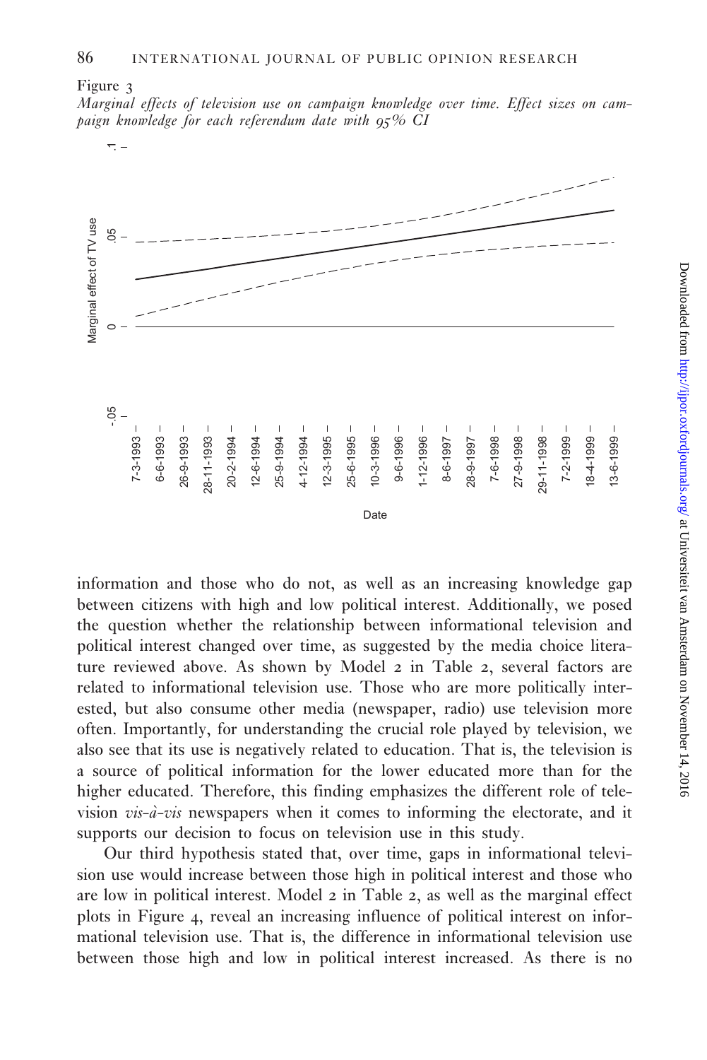Figure 3

*Marginal effects of television use on campaign knowledge over time. Effect sizes on campaign knowledge for each referendum date with 95% CI*

information and those who do not, as well as an increasing knowledge gap between citizens with high and low political interest. Additionally, we posed the question whether the relationship between informational television and political interest changed over time, as suggested by the media choice literature reviewed above. As shown by Model 2 in Table 2, several factors are related to informational television use. Those who are more politically interested, but also consume other media (newspaper, radio) use television more often. Importantly, for understanding the crucial role played by television, we also see that its use is negatively related to education. That is, the television is a source of political information for the lower educated more than for the higher educated. Therefore, this finding emphasizes the different role of television *vis-à-vis* newspapers when it comes to informing the electorate, and it supports our decision to focus on television use in this study.

Our third hypothesis stated that, over time, gaps in informational television use would increase between those high in political interest and those who are low in political interest. Model 2 in Table 2, as well as the marginal effect plots in Figure 4, reveal an increasing influence of political interest on informational television use. That is, the difference in informational television use between those high and low in political interest increased. As there is no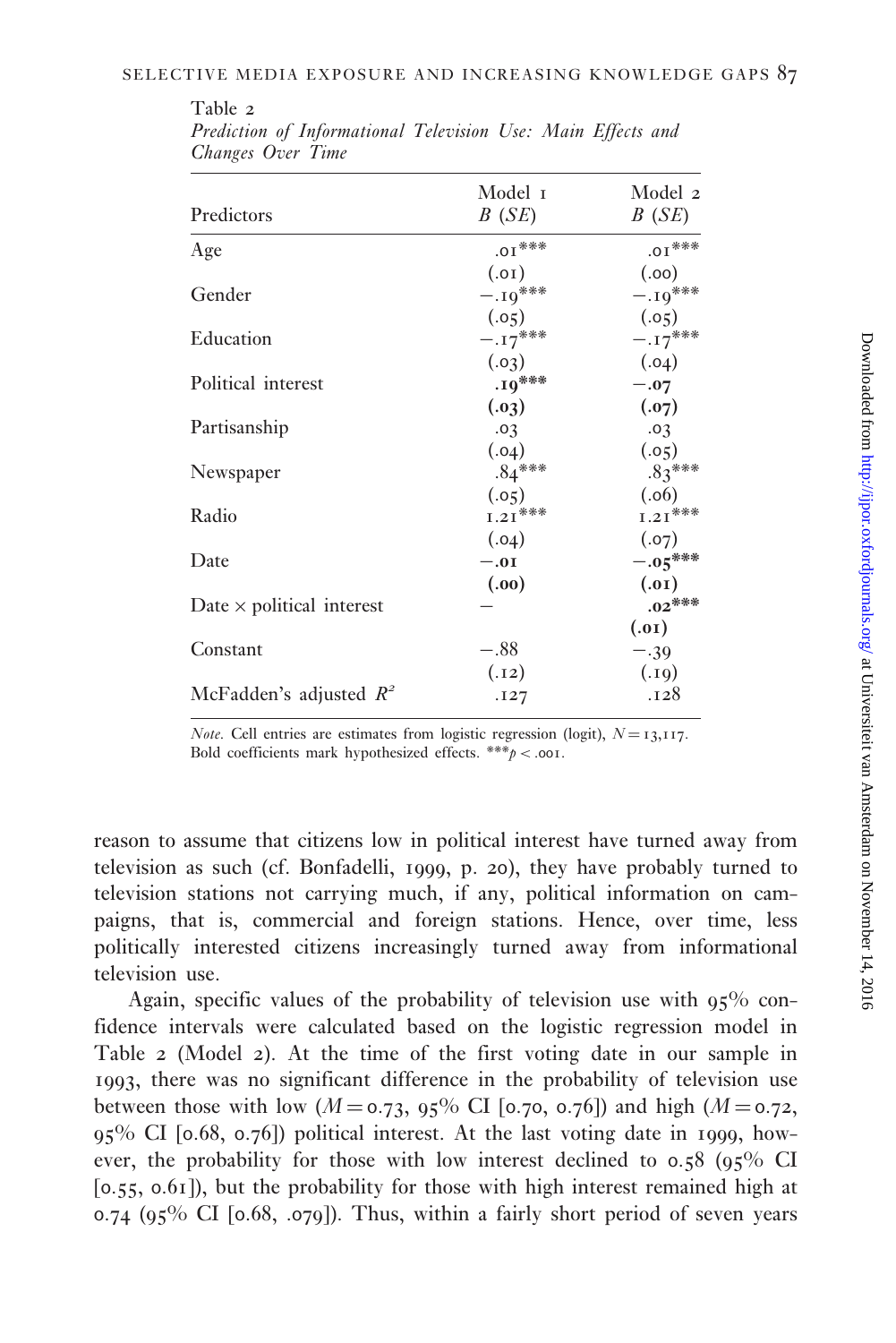Table 2
*Prediction of Informational Television Use: Main Effects and Changes Over Time*

| Predictors | Model 1 $B$ ($SE$) | Model 2 $B$ ($SE$) |
|---|---|---|
| Age | .01*** | .01*** |
| | (.01) | (.00) |
| Gender | −.19*** | −.19*** |
| | (.05) | (.05) |
| Education | −.17*** | −.17*** |
| | (.03) | (.04) |
| Political interest | **.19*** ** | **−.07** |
| | **(.03)** | **(.07)** |
| Partisanship | .03 | .03 |
| | (.04) | (.05) |
| Newspaper | .84*** | .83*** |
| | (.05) | (.06) |
| Radio | 1.21*** | 1.21*** |
| | (.04) | (.07) |
| Date | **−.01** | **−.05*** ** |
| | **(.00)** | **(.01)** |
| Date × political interest | – | **.02*** ** |
| | | **(.01)** |
| Constant | −.88 | −.39 |
| | (.12) | (.19) |
| McFadden's adjusted $R^2$ | .127 | .128 |

*Note.* Cell entries are estimates from logistic regression (logit), $N = 13{,}117$. Bold coefficients mark hypothesized effects. ***$p < .001$.

reason to assume that citizens low in political interest have turned away from television as such (cf. Bonfadelli, 1999, p. 20), they have probably turned to television stations not carrying much, if any, political information on campaigns, that is, commercial and foreign stations. Hence, over time, less politically interested citizens increasingly turned away from informational television use.

Again, specific values of the probability of television use with 95% confidence intervals were calculated based on the logistic regression model in Table 2 (Model 2). At the time of the first voting date in our sample in 1993, there was no significant difference in the probability of television use between those with low ($M = 0.73$, 95% CI [0.70, 0.76]) and high ($M = 0.72$, 95% CI [0.68, 0.76]) political interest. At the last voting date in 1999, however, the probability for those with low interest declined to 0.58 (95% CI [0.55, 0.61]), but the probability for those with high interest remained high at 0.74 (95% CI [0.68, .079]). Thus, within a fairly short period of seven years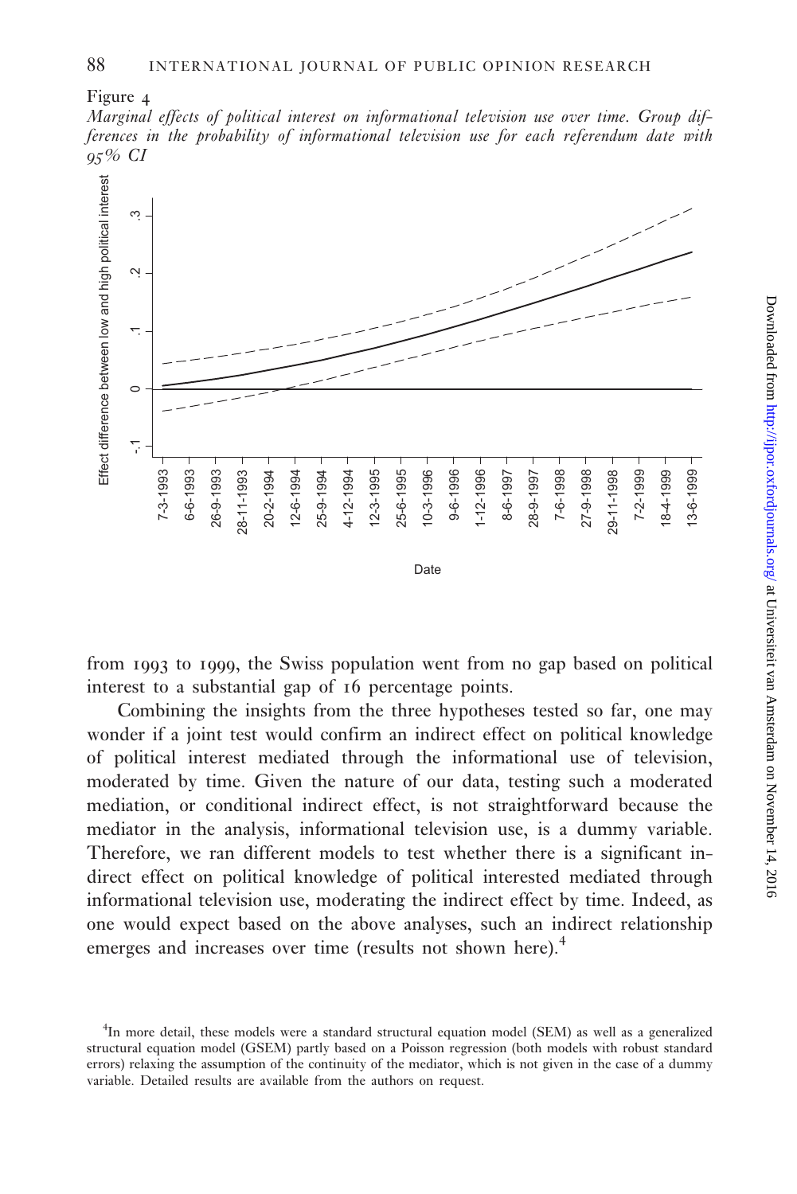Figure 4

*Marginal effects of political interest on informational television use over time. Group differences in the probability of informational television use for each referendum date with 95% CI*

from 1993 to 1999, the Swiss population went from no gap based on political interest to a substantial gap of 16 percentage points.

Combining the insights from the three hypotheses tested so far, one may wonder if a joint test would confirm an indirect effect on political knowledge of political interest mediated through the informational use of television, moderated by time. Given the nature of our data, testing such a moderated mediation, or conditional indirect effect, is not straightforward because the mediator in the analysis, informational television use, is a dummy variable. Therefore, we ran different models to test whether there is a significant indirect effect on political knowledge of political interested mediated through informational television use, moderating the indirect effect by time. Indeed, as one would expect based on the above analyses, such an indirect relationship emerges and increases over time (results not shown here).[4]

[4]In more detail, these models were a standard structural equation model (SEM) as well as a generalized structural equation model (GSEM) partly based on a Poisson regression (both models with robust standard errors) relaxing the assumption of the continuity of the mediator, which is not given in the case of a dummy variable. Detailed results are available from the authors on request.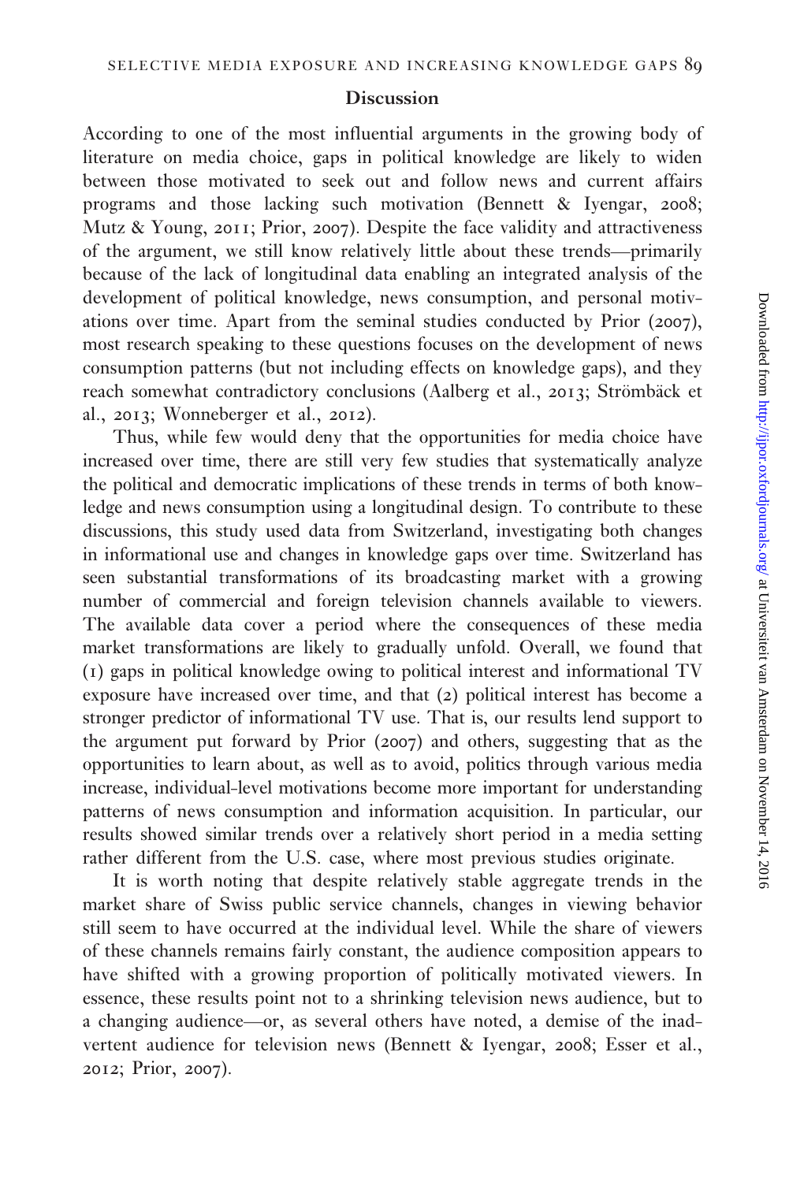## Discussion

According to one of the most influential arguments in the growing body of literature on media choice, gaps in political knowledge are likely to widen between those motivated to seek out and follow news and current affairs programs and those lacking such motivation (Bennett & Iyengar, 2008; Mutz & Young, 2011; Prior, 2007). Despite the face validity and attractiveness of the argument, we still know relatively little about these trends—primarily because of the lack of longitudinal data enabling an integrated analysis of the development of political knowledge, news consumption, and personal motivations over time. Apart from the seminal studies conducted by Prior (2007), most research speaking to these questions focuses on the development of news consumption patterns (but not including effects on knowledge gaps), and they reach somewhat contradictory conclusions (Aalberg et al., 2013; Strömbäck et al., 2013; Wonneberger et al., 2012).

Thus, while few would deny that the opportunities for media choice have increased over time, there are still very few studies that systematically analyze the political and democratic implications of these trends in terms of both knowledge and news consumption using a longitudinal design. To contribute to these discussions, this study used data from Switzerland, investigating both changes in informational use and changes in knowledge gaps over time. Switzerland has seen substantial transformations of its broadcasting market with a growing number of commercial and foreign television channels available to viewers. The available data cover a period where the consequences of these media market transformations are likely to gradually unfold. Overall, we found that (1) gaps in political knowledge owing to political interest and informational TV exposure have increased over time, and that (2) political interest has become a stronger predictor of informational TV use. That is, our results lend support to the argument put forward by Prior (2007) and others, suggesting that as the opportunities to learn about, as well as to avoid, politics through various media increase, individual-level motivations become more important for understanding patterns of news consumption and information acquisition. In particular, our results showed similar trends over a relatively short period in a media setting rather different from the U.S. case, where most previous studies originate.

It is worth noting that despite relatively stable aggregate trends in the market share of Swiss public service channels, changes in viewing behavior still seem to have occurred at the individual level. While the share of viewers of these channels remains fairly constant, the audience composition appears to have shifted with a growing proportion of politically motivated viewers. In essence, these results point not to a shrinking television news audience, but to a changing audience—or, as several others have noted, a demise of the inadvertent audience for television news (Bennett & Iyengar, 2008; Esser et al., 2012; Prior, 2007).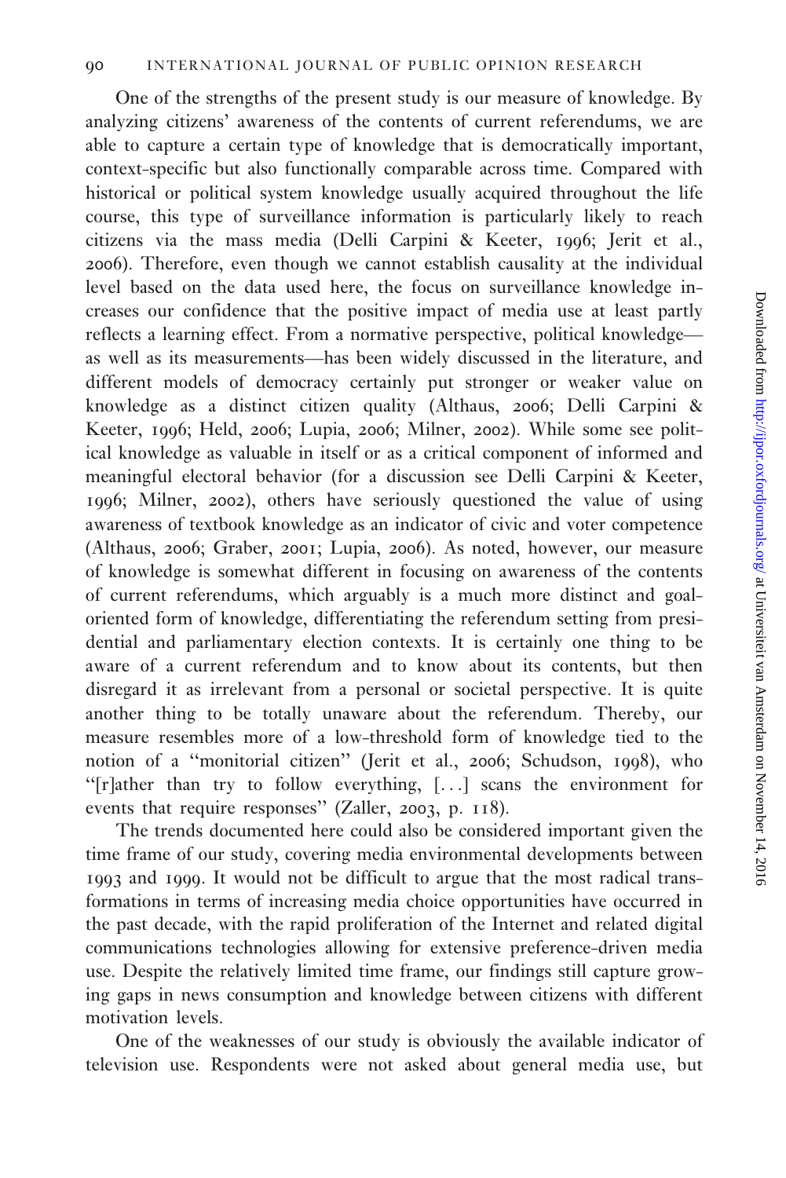One of the strengths of the present study is our measure of knowledge. By analyzing citizens' awareness of the contents of current referendums, we are able to capture a certain type of knowledge that is democratically important, context-specific but also functionally comparable across time. Compared with historical or political system knowledge usually acquired throughout the life course, this type of surveillance information is particularly likely to reach citizens via the mass media (Delli Carpini & Keeter, 1996; Jerit et al., 2006). Therefore, even though we cannot establish causality at the individual level based on the data used here, the focus on surveillance knowledge increases our confidence that the positive impact of media use at least partly reflects a learning effect. From a normative perspective, political knowledge—as well as its measurements—has been widely discussed in the literature, and different models of democracy certainly put stronger or weaker value on knowledge as a distinct citizen quality (Althaus, 2006; Delli Carpini & Keeter, 1996; Held, 2006; Lupia, 2006; Milner, 2002). While some see political knowledge as valuable in itself or as a critical component of informed and meaningful electoral behavior (for a discussion see Delli Carpini & Keeter, 1996; Milner, 2002), others have seriously questioned the value of using awareness of textbook knowledge as an indicator of civic and voter competence (Althaus, 2006; Graber, 2001; Lupia, 2006). As noted, however, our measure of knowledge is somewhat different in focusing on awareness of the contents of current referendums, which arguably is a much more distinct and goal-oriented form of knowledge, differentiating the referendum setting from presidential and parliamentary election contexts. It is certainly one thing to be aware of a current referendum and to know about its contents, but then disregard it as irrelevant from a personal or societal perspective. It is quite another thing to be totally unaware about the referendum. Thereby, our measure resembles more of a low-threshold form of knowledge tied to the notion of a "monitorial citizen" (Jerit et al., 2006; Schudson, 1998), who "[r]ather than try to follow everything, [...] scans the environment for events that require responses" (Zaller, 2003, p. 118).

The trends documented here could also be considered important given the time frame of our study, covering media environmental developments between 1993 and 1999. It would not be difficult to argue that the most radical transformations in terms of increasing media choice opportunities have occurred in the past decade, with the rapid proliferation of the Internet and related digital communications technologies allowing for extensive preference-driven media use. Despite the relatively limited time frame, our findings still capture growing gaps in news consumption and knowledge between citizens with different motivation levels.

One of the weaknesses of our study is obviously the available indicator of television use. Respondents were not asked about general media use, but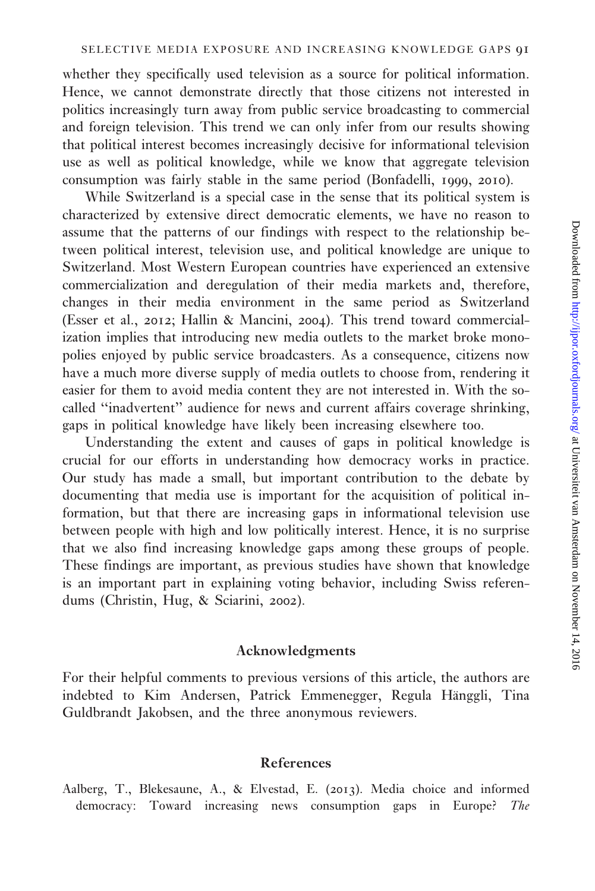whether they specifically used television as a source for political information. Hence, we cannot demonstrate directly that those citizens not interested in politics increasingly turn away from public service broadcasting to commercial and foreign television. This trend we can only infer from our results showing that political interest becomes increasingly decisive for informational television use as well as political knowledge, while we know that aggregate television consumption was fairly stable in the same period (Bonfadelli, 1999, 2010).

While Switzerland is a special case in the sense that its political system is characterized by extensive direct democratic elements, we have no reason to assume that the patterns of our findings with respect to the relationship between political interest, television use, and political knowledge are unique to Switzerland. Most Western European countries have experienced an extensive commercialization and deregulation of their media markets and, therefore, changes in their media environment in the same period as Switzerland (Esser et al., 2012; Hallin & Mancini, 2004). This trend toward commercialization implies that introducing new media outlets to the market broke monopolies enjoyed by public service broadcasters. As a consequence, citizens now have a much more diverse supply of media outlets to choose from, rendering it easier for them to avoid media content they are not interested in. With the so-called "inadvertent" audience for news and current affairs coverage shrinking, gaps in political knowledge have likely been increasing elsewhere too.

Understanding the extent and causes of gaps in political knowledge is crucial for our efforts in understanding how democracy works in practice. Our study has made a small, but important contribution to the debate by documenting that media use is important for the acquisition of political information, but that there are increasing gaps in informational television use between people with high and low politically interest. Hence, it is no surprise that we also find increasing knowledge gaps among these groups of people. These findings are important, as previous studies have shown that knowledge is an important part in explaining voting behavior, including Swiss referendums (Christin, Hug, & Sciarini, 2002).

## Acknowledgments

For their helpful comments to previous versions of this article, the authors are indebted to Kim Andersen, Patrick Emmenegger, Regula Hänggli, Tina Guldbrandt Jakobsen, and the three anonymous reviewers.

## References

Aalberg, T., Blekesaune, A., & Elvestad, E. (2013). Media choice and informed democracy: Toward increasing news consumption gaps in Europe? *The*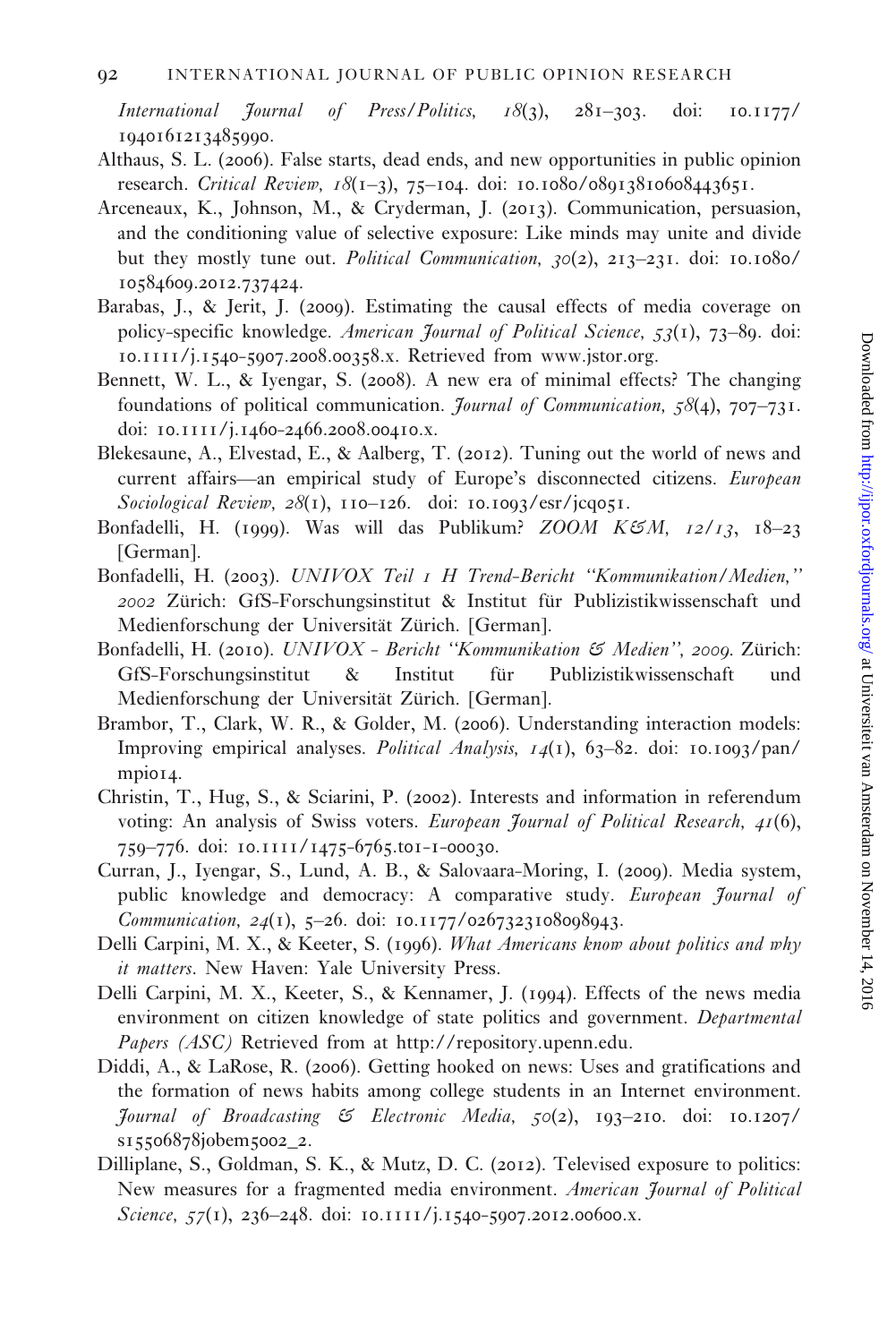*International Journal of Press/Politics, 18*(3), 281–303. doi: 10.1177/1940161213485990.

Althaus, S. L. (2006). False starts, dead ends, and new opportunities in public opinion research. *Critical Review, 18*(1–3), 75–104. doi: 10.1080/08913810608443651.

Arceneaux, K., Johnson, M., & Cryderman, J. (2013). Communication, persuasion, and the conditioning value of selective exposure: Like minds may unite and divide but they mostly tune out. *Political Communication, 30*(2), 213–231. doi: 10.1080/10584609.2012.737424.

Barabas, J., & Jerit, J. (2009). Estimating the causal effects of media coverage on policy-specific knowledge. *American Journal of Political Science, 53*(1), 73–89. doi: 10.1111/j.1540-5907.2008.00358.x. Retrieved from www.jstor.org.

Bennett, W. L., & Iyengar, S. (2008). A new era of minimal effects? The changing foundations of political communication. *Journal of Communication, 58*(4), 707–731. doi: 10.1111/j.1460-2466.2008.00410.x.

Blekesaune, A., Elvestad, E., & Aalberg, T. (2012). Tuning out the world of news and current affairs—an empirical study of Europe's disconnected citizens. *European Sociological Review, 28*(1), 110–126. doi: 10.1093/esr/jcq051.

Bonfadelli, H. (1999). Was will das Publikum? *ZOOM K&M, 12/13*, 18–23 [German].

Bonfadelli, H. (2003). *UNIVOX Teil 1 H Trend-Bericht "Kommunikation/Medien," 2002* Zürich: GfS-Forschungsinstitut & Institut für Publizistikwissenschaft und Medienforschung der Universität Zürich. [German].

Bonfadelli, H. (2010). *UNIVOX - Bericht "Kommunikation & Medien", 2009*. Zürich: GfS-Forschungsinstitut & Institut für Publizistikwissenschaft und Medienforschung der Universität Zürich. [German].

Brambor, T., Clark, W. R., & Golder, M. (2006). Understanding interaction models: Improving empirical analyses. *Political Analysis, 14*(1), 63–82. doi: 10.1093/pan/mpi014.

Christin, T., Hug, S., & Sciarini, P. (2002). Interests and information in referendum voting: An analysis of Swiss voters. *European Journal of Political Research, 41*(6), 759–776. doi: 10.1111/1475-6765.t01-1-00030.

Curran, J., Iyengar, S., Lund, A. B., & Salovaara-Moring, I. (2009). Media system, public knowledge and democracy: A comparative study. *European Journal of Communication, 24*(1), 5–26. doi: 10.1177/0267323108098943.

Delli Carpini, M. X., & Keeter, S. (1996). *What Americans know about politics and why it matters*. New Haven: Yale University Press.

Delli Carpini, M. X., Keeter, S., & Kennamer, J. (1994). Effects of the news media environment on citizen knowledge of state politics and government. *Departmental Papers (ASC)* Retrieved from at http://repository.upenn.edu.

Diddi, A., & LaRose, R. (2006). Getting hooked on news: Uses and gratifications and the formation of news habits among college students in an Internet environment. *Journal of Broadcasting & Electronic Media, 50*(2), 193–210. doi: 10.1207/s15506878jobem5002_2.

Dilliplane, S., Goldman, S. K., & Mutz, D. C. (2012). Televised exposure to politics: New measures for a fragmented media environment. *American Journal of Political Science, 57*(1), 236–248. doi: 10.1111/j.1540-5907.2012.00600.x.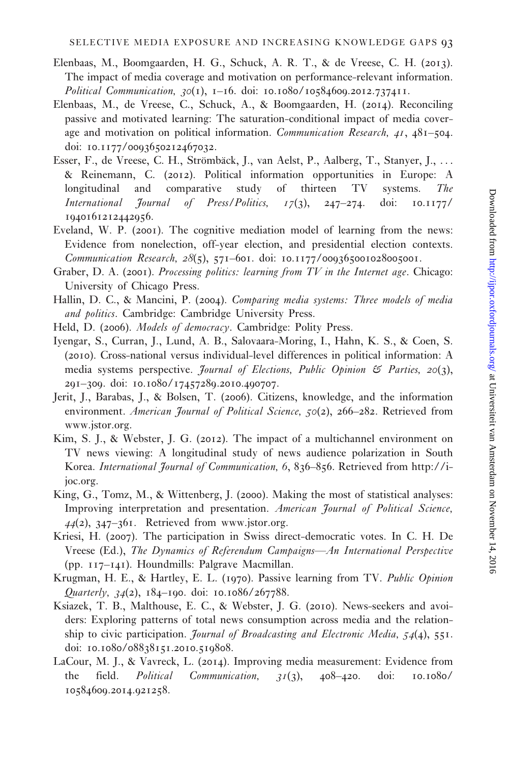Elenbaas, M., Boomgaarden, H. G., Schuck, A. R. T., & de Vreese, C. H. (2013). The impact of media coverage and motivation on performance-relevant information. *Political Communication, 30*(1), 1–16. doi: 10.1080/10584609.2012.737411.

Elenbaas, M., de Vreese, C., Schuck, A., & Boomgaarden, H. (2014). Reconciling passive and motivated learning: The saturation-conditional impact of media coverage and motivation on political information. *Communication Research, 41*, 481–504. doi: 10.1177/0093650212467032.

Esser, F., de Vreese, C. H., Strömbäck, J., van Aelst, P., Aalberg, T., Stanyer, J., ... & Reinemann, C. (2012). Political information opportunities in Europe: A longitudinal and comparative study of thirteen TV systems. *The International Journal of Press/Politics, 17*(3), 247–274. doi: 10.1177/1940161212442956.

Eveland, W. P. (2001). The cognitive mediation model of learning from the news: Evidence from nonelection, off-year election, and presidential election contexts. *Communication Research, 28*(5), 571–601. doi: 10.1177/009365001028005001.

Graber, D. A. (2001). *Processing politics: learning from TV in the Internet age*. Chicago: University of Chicago Press.

Hallin, D. C., & Mancini, P. (2004). *Comparing media systems: Three models of media and politics*. Cambridge: Cambridge University Press.

Held, D. (2006). *Models of democracy*. Cambridge: Polity Press.

Iyengar, S., Curran, J., Lund, A. B., Salovaara-Moring, I., Hahn, K. S., & Coen, S. (2010). Cross-national versus individual-level differences in political information: A media systems perspective. *Journal of Elections, Public Opinion & Parties, 20*(3), 291–309. doi: 10.1080/17457289.2010.490707.

Jerit, J., Barabas, J., & Bolsen, T. (2006). Citizens, knowledge, and the information environment. *American Journal of Political Science, 50*(2), 266–282. Retrieved from www.jstor.org.

Kim, S. J., & Webster, J. G. (2012). The impact of a multichannel environment on TV news viewing: A longitudinal study of news audience polarization in South Korea. *International Journal of Communication, 6*, 836–856. Retrieved from http://i-joc.org.

King, G., Tomz, M., & Wittenberg, J. (2000). Making the most of statistical analyses: Improving interpretation and presentation. *American Journal of Political Science, 44*(2), 347–361. Retrieved from www.jstor.org.

Kriesi, H. (2007). The participation in Swiss direct-democratic votes. In C. H. De Vreese (Ed.), *The Dynamics of Referendum Campaigns—An International Perspective* (pp. 117–141). Houndmills: Palgrave Macmillan.

Krugman, H. E., & Hartley, E. L. (1970). Passive learning from TV. *Public Opinion Quarterly, 34*(2), 184–190. doi: 10.1086/267788.

Ksiazek, T. B., Malthouse, E. C., & Webster, J. G. (2010). News-seekers and avoiders: Exploring patterns of total news consumption across media and the relationship to civic participation. *Journal of Broadcasting and Electronic Media, 54*(4), 551. doi: 10.1080/08838151.2010.519808.

LaCour, M. J., & Vavreck, L. (2014). Improving media measurement: Evidence from the field. *Political Communication, 31*(3), 408–420. doi: 10.1080/10584609.2014.921258.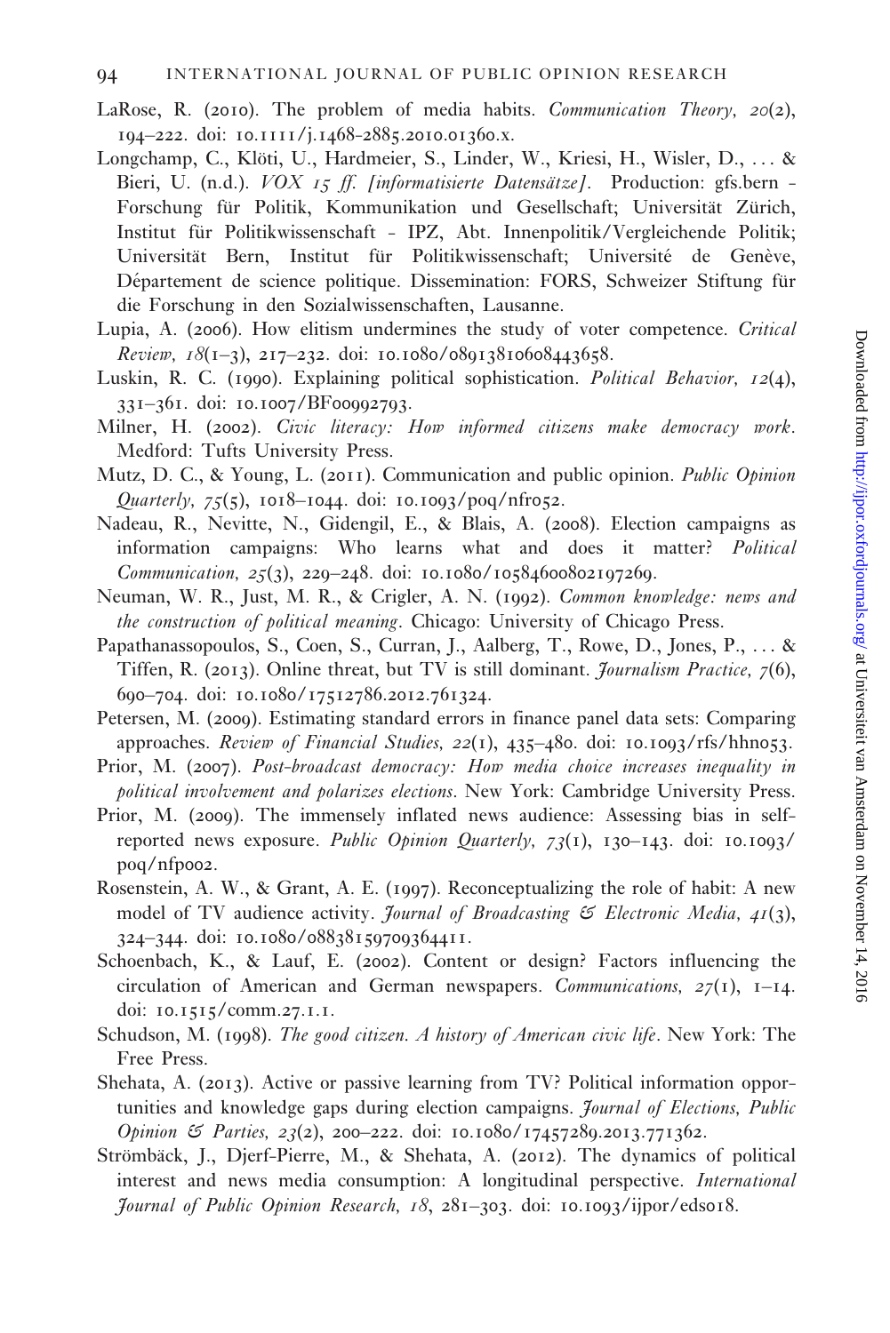LaRose, R. (2010). The problem of media habits. *Communication Theory, 20*(2), 194–222. doi: 10.1111/j.1468-2885.2010.01360.x.

Longchamp, C., Klöti, U., Hardmeier, S., Linder, W., Kriesi, H., Wisler, D., ... & Bieri, U. (n.d.). *VOX 15 ff. [informatisierte Datensätze]*. Production: gfs.bern - Forschung für Politik, Kommunikation und Gesellschaft; Universität Zürich, Institut für Politikwissenschaft - IPZ, Abt. Innenpolitik/Vergleichende Politik; Universität Bern, Institut für Politikwissenschaft; Université de Genève, Département de science politique. Dissemination: FORS, Schweizer Stiftung für die Forschung in den Sozialwissenschaften, Lausanne.

Lupia, A. (2006). How elitism undermines the study of voter competence. *Critical Review, 18*(1–3), 217–232. doi: 10.1080/08913810608443658.

Luskin, R. C. (1990). Explaining political sophistication. *Political Behavior, 12*(4), 331–361. doi: 10.1007/BF00992793.

Milner, H. (2002). *Civic literacy: How informed citizens make democracy work*. Medford: Tufts University Press.

Mutz, D. C., & Young, L. (2011). Communication and public opinion. *Public Opinion Quarterly, 75*(5), 1018–1044. doi: 10.1093/poq/nfr052.

Nadeau, R., Nevitte, N., Gidengil, E., & Blais, A. (2008). Election campaigns as information campaigns: Who learns what and does it matter? *Political Communication, 25*(3), 229–248. doi: 10.1080/10584600802197269.

Neuman, W. R., Just, M. R., & Crigler, A. N. (1992). *Common knowledge: news and the construction of political meaning*. Chicago: University of Chicago Press.

Papathanassopoulos, S., Coen, S., Curran, J., Aalberg, T., Rowe, D., Jones, P., ... & Tiffen, R. (2013). Online threat, but TV is still dominant. *Journalism Practice, 7*(6), 690–704. doi: 10.1080/17512786.2012.761324.

Petersen, M. (2009). Estimating standard errors in finance panel data sets: Comparing approaches. *Review of Financial Studies, 22*(1), 435–480. doi: 10.1093/rfs/hhn053.

Prior, M. (2007). *Post-broadcast democracy: How media choice increases inequality in political involvement and polarizes elections*. New York: Cambridge University Press.

Prior, M. (2009). The immensely inflated news audience: Assessing bias in self-reported news exposure. *Public Opinion Quarterly, 73*(1), 130–143. doi: 10.1093/poq/nfp002.

Rosenstein, A. W., & Grant, A. E. (1997). Reconceptualizing the role of habit: A new model of TV audience activity. *Journal of Broadcasting & Electronic Media, 41*(3), 324–344. doi: 10.1080/08838159709364411.

Schoenbach, K., & Lauf, E. (2002). Content or design? Factors influencing the circulation of American and German newspapers. *Communications, 27*(1), 1–14. doi: 10.1515/comm.27.1.1.

Schudson, M. (1998). *The good citizen. A history of American civic life*. New York: The Free Press.

Shehata, A. (2013). Active or passive learning from TV? Political information opportunities and knowledge gaps during election campaigns. *Journal of Elections, Public Opinion & Parties, 23*(2), 200–222. doi: 10.1080/17457289.2013.771362.

Strömbäck, J., Djerf-Pierre, M., & Shehata, A. (2012). The dynamics of political interest and news media consumption: A longitudinal perspective. *International Journal of Public Opinion Research, 18*, 281–303. doi: 10.1093/ijpor/eds018.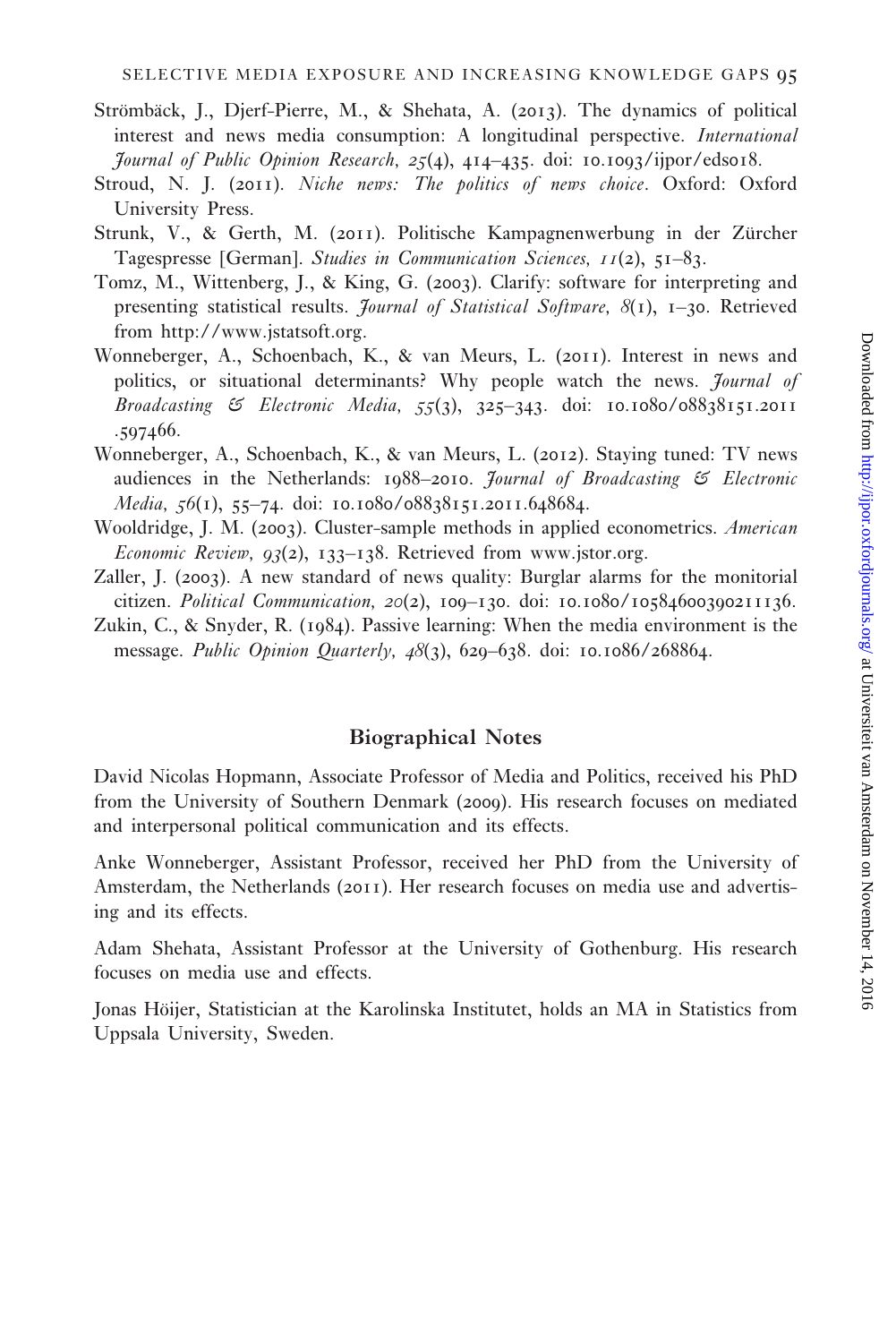Strömbäck, J., Djerf-Pierre, M., & Shehata, A. (2013). The dynamics of political interest and news media consumption: A longitudinal perspective. *International Journal of Public Opinion Research, 25*(4), 414–435. doi: 10.1093/ijpor/eds018.

Stroud, N. J. (2011). *Niche news: The politics of news choice*. Oxford: Oxford University Press.

Strunk, V., & Gerth, M. (2011). Politische Kampagnenwerbung in der Zürcher Tagespresse [German]. *Studies in Communication Sciences, 11*(2), 51–83.

Tomz, M., Wittenberg, J., & King, G. (2003). Clarify: software for interpreting and presenting statistical results. *Journal of Statistical Software, 8*(1), 1–30. Retrieved from http://www.jstatsoft.org.

Wonneberger, A., Schoenbach, K., & van Meurs, L. (2011). Interest in news and politics, or situational determinants? Why people watch the news. *Journal of Broadcasting & Electronic Media, 55*(3), 325–343. doi: 10.1080/08838151.2011.597466.

Wonneberger, A., Schoenbach, K., & van Meurs, L. (2012). Staying tuned: TV news audiences in the Netherlands: 1988–2010. *Journal of Broadcasting & Electronic Media, 56*(1), 55–74. doi: 10.1080/08838151.2011.648684.

Wooldridge, J. M. (2003). Cluster-sample methods in applied econometrics. *American Economic Review, 93*(2), 133–138. Retrieved from www.jstor.org.

Zaller, J. (2003). A new standard of news quality: Burglar alarms for the monitorial citizen. *Political Communication, 20*(2), 109–130. doi: 10.1080/10584600390211136.

Zukin, C., & Snyder, R. (1984). Passive learning: When the media environment is the message. *Public Opinion Quarterly, 48*(3), 629–638. doi: 10.1086/268864.

## Biographical Notes

David Nicolas Hopmann, Associate Professor of Media and Politics, received his PhD from the University of Southern Denmark (2009). His research focuses on mediated and interpersonal political communication and its effects.

Anke Wonneberger, Assistant Professor, received her PhD from the University of Amsterdam, the Netherlands (2011). Her research focuses on media use and advertising and its effects.

Adam Shehata, Assistant Professor at the University of Gothenburg. His research focuses on media use and effects.

Jonas Höijer, Statistician at the Karolinska Institutet, holds an MA in Statistics from Uppsala University, Sweden.